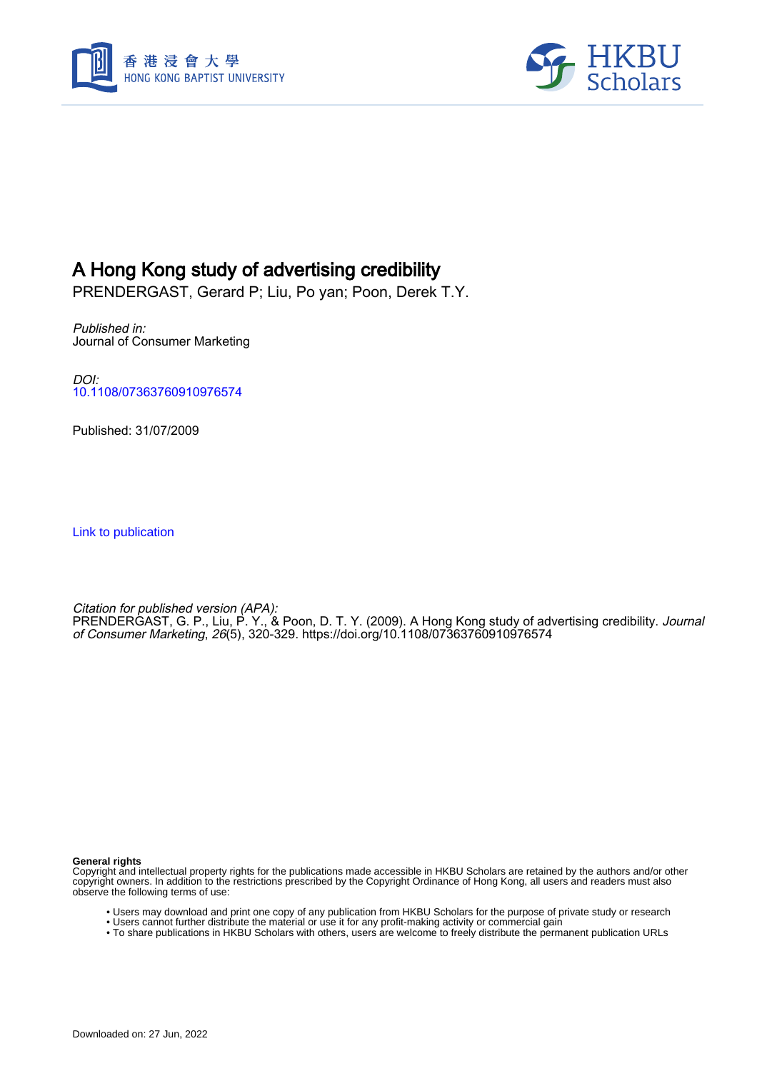# A Hong Kong study of advertising credibility

PRENDERGAST, Gerard P; Liu, Po yan; Poon, Derek T.Y.

*Published in:*
Journal of Consumer Marketing

*DOI:*
10.1108/07363760910976574

Published: 31/07/2009

Link to publication

*Citation for published version (APA):*
PRENDERGAST, G. P., Liu, P. Y., & Poon, D. T. Y. (2009). A Hong Kong study of advertising credibility. *Journal of Consumer Marketing*, *26*(5), 320-329. https://doi.org/10.1108/07363760910976574

**General rights**
Copyright and intellectual property rights for the publications made accessible in HKBU Scholars are retained by the authors and/or other copyright owners. In addition to the restrictions prescribed by the Copyright Ordinance of Hong Kong, all users and readers must also observe the following terms of use:

- Users may download and print one copy of any publication from HKBU Scholars for the purpose of private study or research
- Users cannot further distribute the material or use it for any profit-making activity or commercial gain
- To share publications in HKBU Scholars with others, users are welcome to freely distribute the permanent publication URLs

Downloaded on: 27 Jun, 2022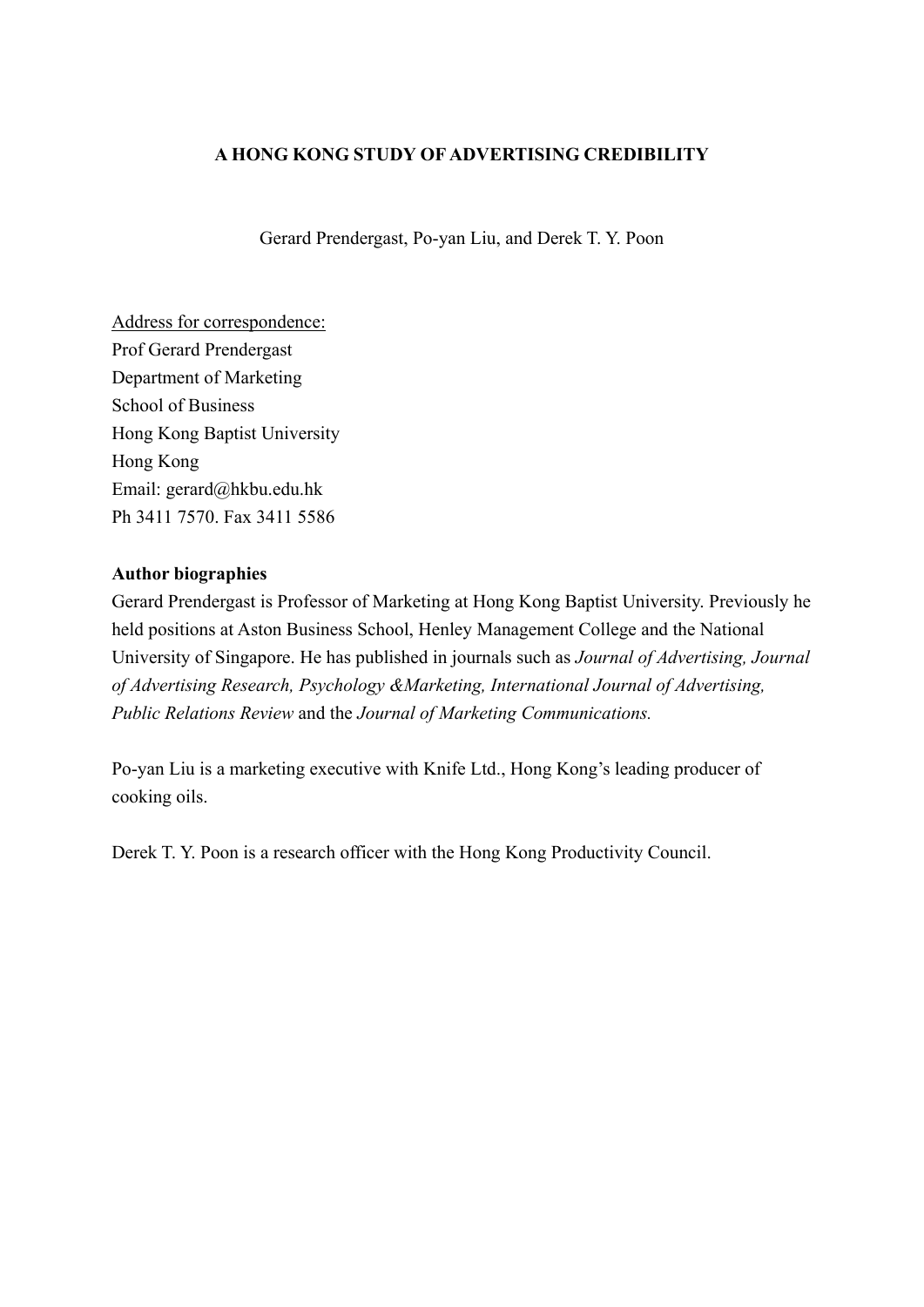# A HONG KONG STUDY OF ADVERTISING CREDIBILITY

Gerard Prendergast, Po-yan Liu, and Derek T. Y. Poon

Address for correspondence:
Prof Gerard Prendergast
Department of Marketing
School of Business
Hong Kong Baptist University
Hong Kong
Email: gerard@hkbu.edu.hk
Ph 3411 7570. Fax 3411 5586

**Author biographies**

Gerard Prendergast is Professor of Marketing at Hong Kong Baptist University. Previously he held positions at Aston Business School, Henley Management College and the National University of Singapore. He has published in journals such as *Journal of Advertising, Journal of Advertising Research, Psychology &Marketing, International Journal of Advertising, Public Relations Review* and the *Journal of Marketing Communications.*

Po-yan Liu is a marketing executive with Knife Ltd., Hong Kong's leading producer of cooking oils.

Derek T. Y. Poon is a research officer with the Hong Kong Productivity Council.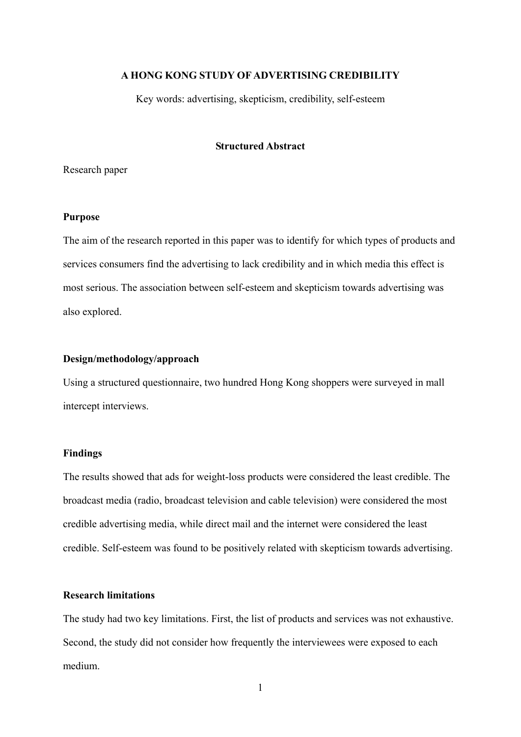**A HONG KONG STUDY OF ADVERTISING CREDIBILITY**

Key words: advertising, skepticism, credibility, self-esteem

**Structured Abstract**

Research paper

**Purpose**

The aim of the research reported in this paper was to identify for which types of products and services consumers find the advertising to lack credibility and in which media this effect is most serious. The association between self-esteem and skepticism towards advertising was also explored.

**Design/methodology/approach**

Using a structured questionnaire, two hundred Hong Kong shoppers were surveyed in mall intercept interviews.

**Findings**

The results showed that ads for weight-loss products were considered the least credible. The broadcast media (radio, broadcast television and cable television) were considered the most credible advertising media, while direct mail and the internet were considered the least credible. Self-esteem was found to be positively related with skepticism towards advertising.

**Research limitations**

The study had two key limitations. First, the list of products and services was not exhaustive. Second, the study did not consider how frequently the interviewees were exposed to each medium.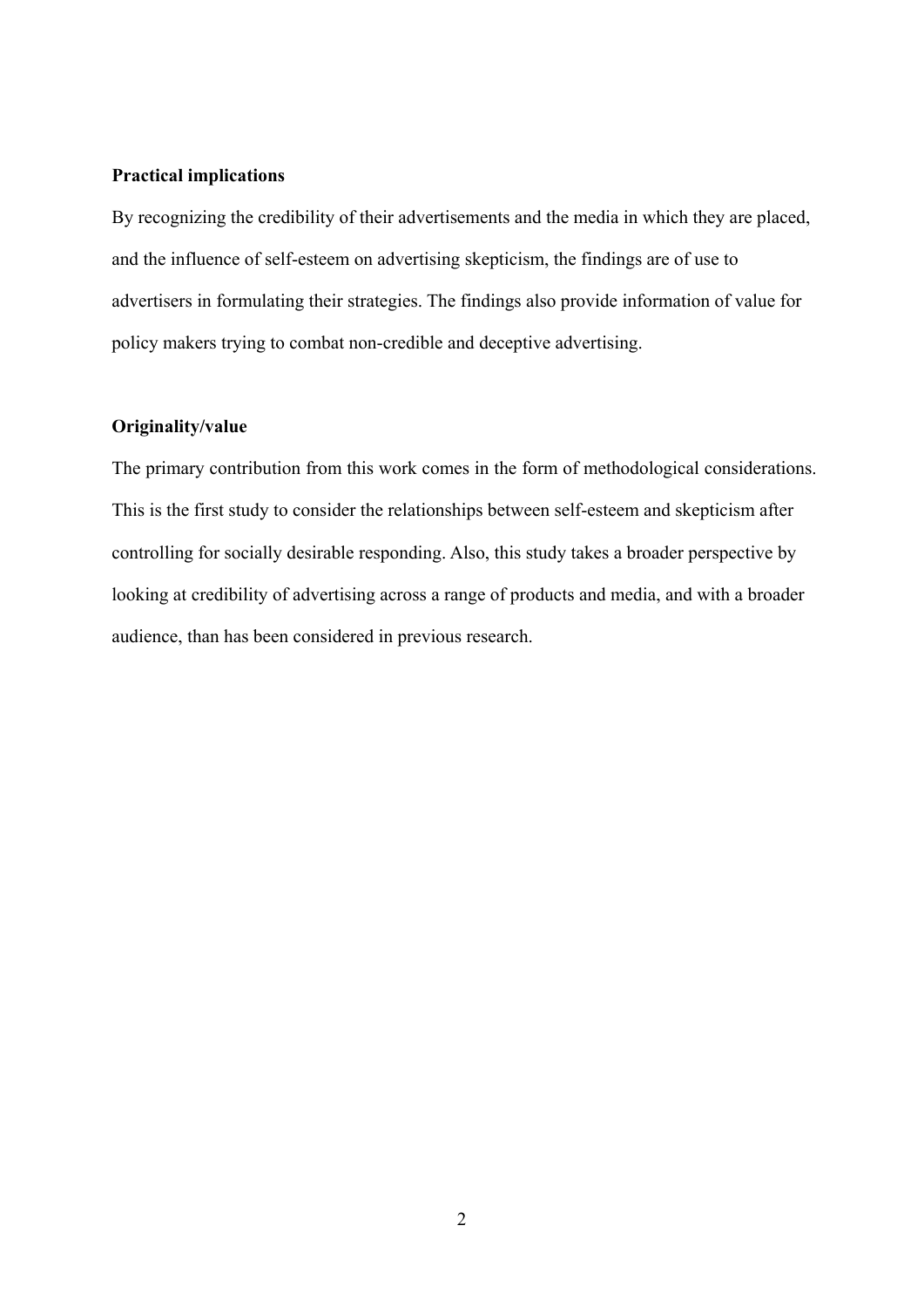**Practical implications**

By recognizing the credibility of their advertisements and the media in which they are placed, and the influence of self-esteem on advertising skepticism, the findings are of use to advertisers in formulating their strategies. The findings also provide information of value for policy makers trying to combat non-credible and deceptive advertising.

**Originality/value**

The primary contribution from this work comes in the form of methodological considerations. This is the first study to consider the relationships between self-esteem and skepticism after controlling for socially desirable responding. Also, this study takes a broader perspective by looking at credibility of advertising across a range of products and media, and with a broader audience, than has been considered in previous research.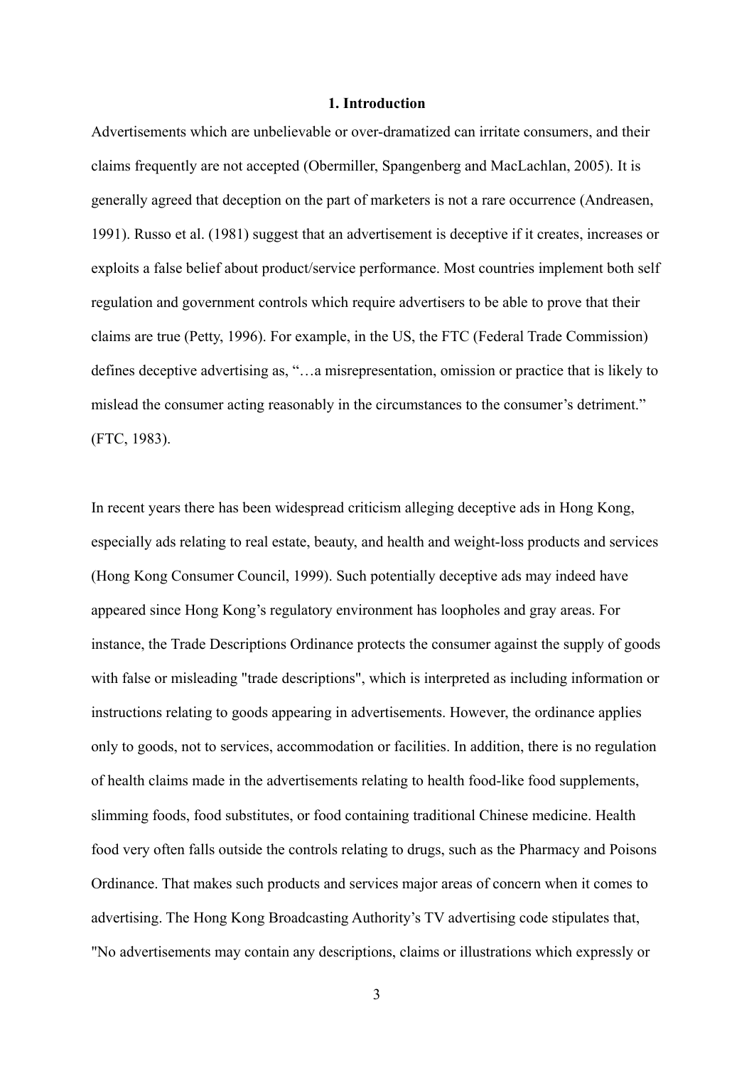## 1. Introduction

Advertisements which are unbelievable or over-dramatized can irritate consumers, and their claims frequently are not accepted (Obermiller, Spangenberg and MacLachlan, 2005). It is generally agreed that deception on the part of marketers is not a rare occurrence (Andreasen, 1991). Russo et al. (1981) suggest that an advertisement is deceptive if it creates, increases or exploits a false belief about product/service performance. Most countries implement both self regulation and government controls which require advertisers to be able to prove that their claims are true (Petty, 1996). For example, in the US, the FTC (Federal Trade Commission) defines deceptive advertising as, "…a misrepresentation, omission or practice that is likely to mislead the consumer acting reasonably in the circumstances to the consumer's detriment." (FTC, 1983).

In recent years there has been widespread criticism alleging deceptive ads in Hong Kong, especially ads relating to real estate, beauty, and health and weight-loss products and services (Hong Kong Consumer Council, 1999). Such potentially deceptive ads may indeed have appeared since Hong Kong's regulatory environment has loopholes and gray areas. For instance, the Trade Descriptions Ordinance protects the consumer against the supply of goods with false or misleading "trade descriptions", which is interpreted as including information or instructions relating to goods appearing in advertisements. However, the ordinance applies only to goods, not to services, accommodation or facilities. In addition, there is no regulation of health claims made in the advertisements relating to health food-like food supplements, slimming foods, food substitutes, or food containing traditional Chinese medicine. Health food very often falls outside the controls relating to drugs, such as the Pharmacy and Poisons Ordinance. That makes such products and services major areas of concern when it comes to advertising. The Hong Kong Broadcasting Authority's TV advertising code stipulates that, "No advertisements may contain any descriptions, claims or illustrations which expressly or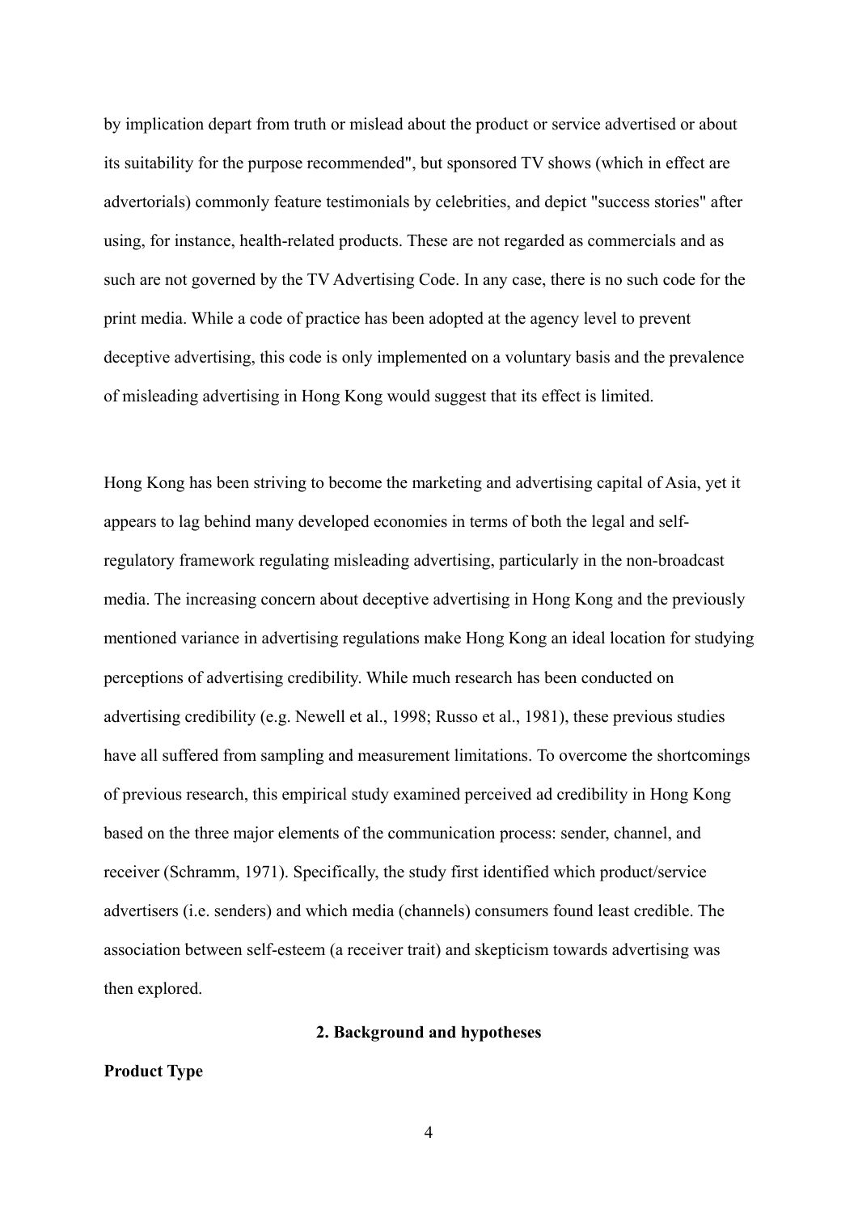by implication depart from truth or mislead about the product or service advertised or about its suitability for the purpose recommended", but sponsored TV shows (which in effect are advertorials) commonly feature testimonials by celebrities, and depict "success stories" after using, for instance, health-related products. These are not regarded as commercials and as such are not governed by the TV Advertising Code. In any case, there is no such code for the print media. While a code of practice has been adopted at the agency level to prevent deceptive advertising, this code is only implemented on a voluntary basis and the prevalence of misleading advertising in Hong Kong would suggest that its effect is limited.

Hong Kong has been striving to become the marketing and advertising capital of Asia, yet it appears to lag behind many developed economies in terms of both the legal and self-regulatory framework regulating misleading advertising, particularly in the non-broadcast media. The increasing concern about deceptive advertising in Hong Kong and the previously mentioned variance in advertising regulations make Hong Kong an ideal location for studying perceptions of advertising credibility. While much research has been conducted on advertising credibility (e.g. Newell et al., 1998; Russo et al., 1981), these previous studies have all suffered from sampling and measurement limitations. To overcome the shortcomings of previous research, this empirical study examined perceived ad credibility in Hong Kong based on the three major elements of the communication process: sender, channel, and receiver (Schramm, 1971). Specifically, the study first identified which product/service advertisers (i.e. senders) and which media (channels) consumers found least credible. The association between self-esteem (a receiver trait) and skepticism towards advertising was then explored.

## 2. Background and hypotheses

### Product Type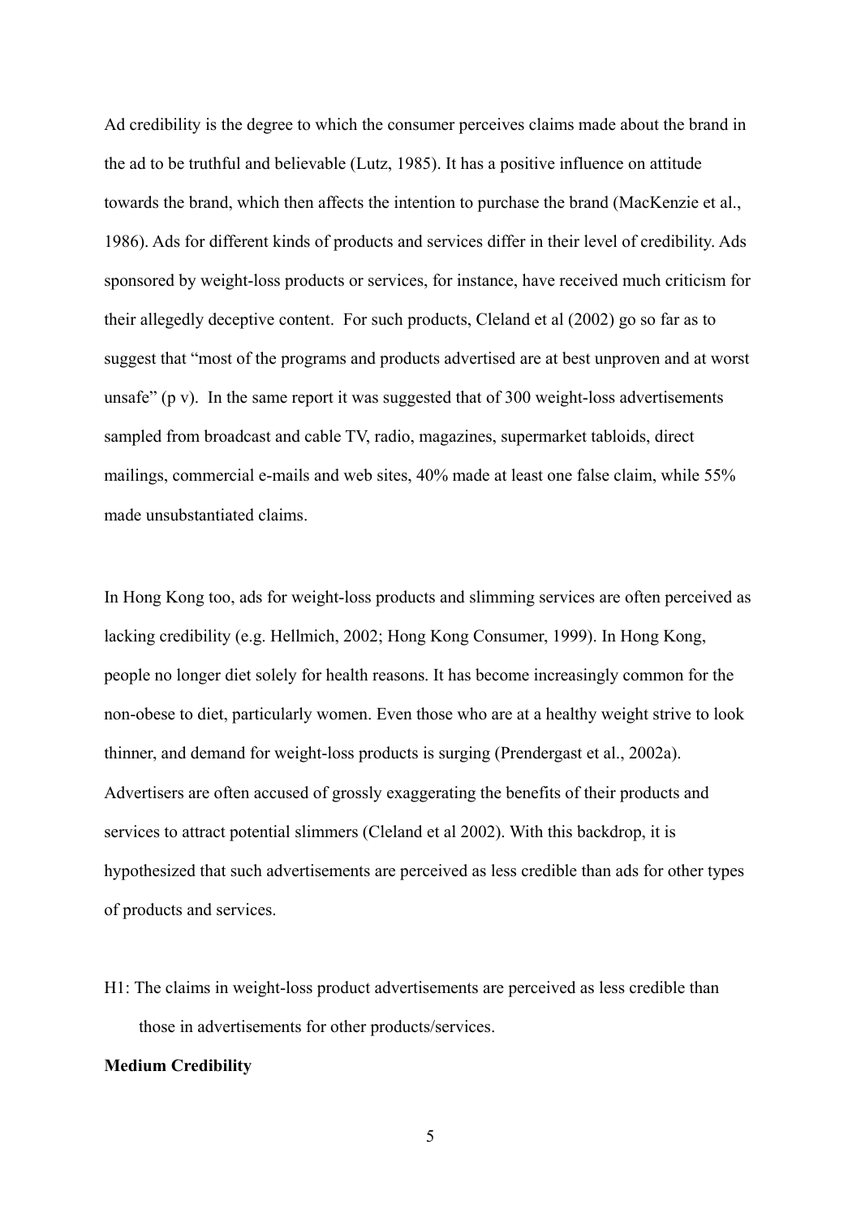Ad credibility is the degree to which the consumer perceives claims made about the brand in the ad to be truthful and believable (Lutz, 1985). It has a positive influence on attitude towards the brand, which then affects the intention to purchase the brand (MacKenzie et al., 1986). Ads for different kinds of products and services differ in their level of credibility. Ads sponsored by weight-loss products or services, for instance, have received much criticism for their allegedly deceptive content. For such products, Cleland et al (2002) go so far as to suggest that "most of the programs and products advertised are at best unproven and at worst unsafe" (p v). In the same report it was suggested that of 300 weight-loss advertisements sampled from broadcast and cable TV, radio, magazines, supermarket tabloids, direct mailings, commercial e-mails and web sites, 40% made at least one false claim, while 55% made unsubstantiated claims.

In Hong Kong too, ads for weight-loss products and slimming services are often perceived as lacking credibility (e.g. Hellmich, 2002; Hong Kong Consumer, 1999). In Hong Kong, people no longer diet solely for health reasons. It has become increasingly common for the non-obese to diet, particularly women. Even those who are at a healthy weight strive to look thinner, and demand for weight-loss products is surging (Prendergast et al., 2002a). Advertisers are often accused of grossly exaggerating the benefits of their products and services to attract potential slimmers (Cleland et al 2002). With this backdrop, it is hypothesized that such advertisements are perceived as less credible than ads for other types of products and services.

H1: The claims in weight-loss product advertisements are perceived as less credible than those in advertisements for other products/services.

**Medium Credibility**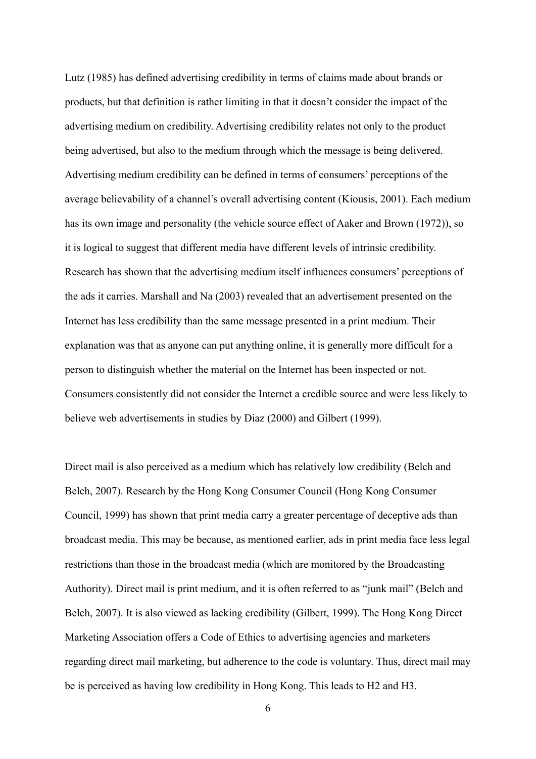Lutz (1985) has defined advertising credibility in terms of claims made about brands or products, but that definition is rather limiting in that it doesn't consider the impact of the advertising medium on credibility. Advertising credibility relates not only to the product being advertised, but also to the medium through which the message is being delivered. Advertising medium credibility can be defined in terms of consumers' perceptions of the average believability of a channel's overall advertising content (Kiousis, 2001). Each medium has its own image and personality (the vehicle source effect of Aaker and Brown (1972)), so it is logical to suggest that different media have different levels of intrinsic credibility. Research has shown that the advertising medium itself influences consumers' perceptions of the ads it carries. Marshall and Na (2003) revealed that an advertisement presented on the Internet has less credibility than the same message presented in a print medium. Their explanation was that as anyone can put anything online, it is generally more difficult for a person to distinguish whether the material on the Internet has been inspected or not. Consumers consistently did not consider the Internet a credible source and were less likely to believe web advertisements in studies by Diaz (2000) and Gilbert (1999).

Direct mail is also perceived as a medium which has relatively low credibility (Belch and Belch, 2007). Research by the Hong Kong Consumer Council (Hong Kong Consumer Council, 1999) has shown that print media carry a greater percentage of deceptive ads than broadcast media. This may be because, as mentioned earlier, ads in print media face less legal restrictions than those in the broadcast media (which are monitored by the Broadcasting Authority). Direct mail is print medium, and it is often referred to as "junk mail" (Belch and Belch, 2007). It is also viewed as lacking credibility (Gilbert, 1999). The Hong Kong Direct Marketing Association offers a Code of Ethics to advertising agencies and marketers regarding direct mail marketing, but adherence to the code is voluntary. Thus, direct mail may be is perceived as having low credibility in Hong Kong. This leads to H2 and H3.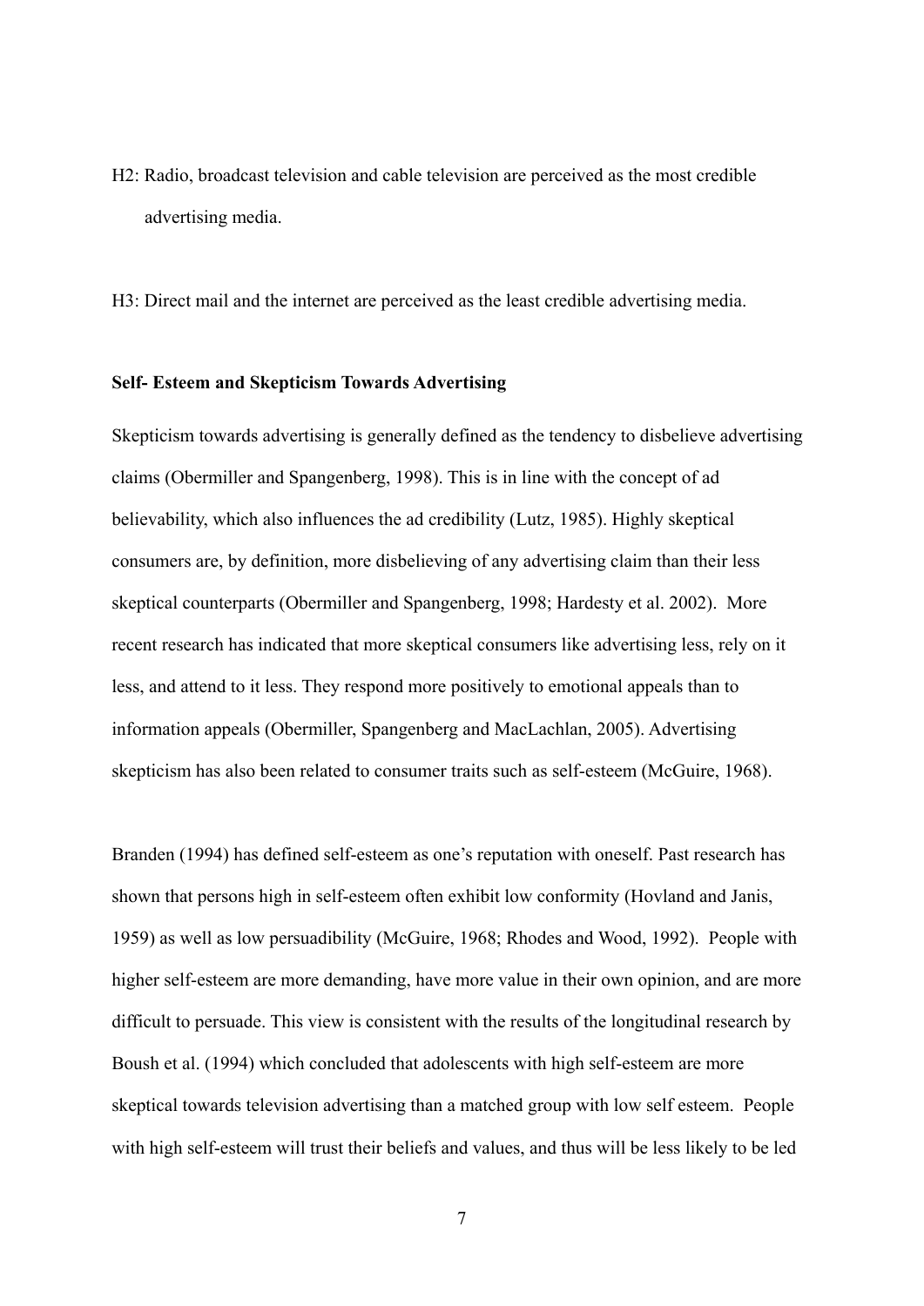H2: Radio, broadcast television and cable television are perceived as the most credible advertising media.

H3: Direct mail and the internet are perceived as the least credible advertising media.

**Self- Esteem and Skepticism Towards Advertising**

Skepticism towards advertising is generally defined as the tendency to disbelieve advertising claims (Obermiller and Spangenberg, 1998). This is in line with the concept of ad believability, which also influences the ad credibility (Lutz, 1985). Highly skeptical consumers are, by definition, more disbelieving of any advertising claim than their less skeptical counterparts (Obermiller and Spangenberg, 1998; Hardesty et al. 2002). More recent research has indicated that more skeptical consumers like advertising less, rely on it less, and attend to it less. They respond more positively to emotional appeals than to information appeals (Obermiller, Spangenberg and MacLachlan, 2005). Advertising skepticism has also been related to consumer traits such as self-esteem (McGuire, 1968).

Branden (1994) has defined self-esteem as one's reputation with oneself. Past research has shown that persons high in self-esteem often exhibit low conformity (Hovland and Janis, 1959) as well as low persuadibility (McGuire, 1968; Rhodes and Wood, 1992). People with higher self-esteem are more demanding, have more value in their own opinion, and are more difficult to persuade. This view is consistent with the results of the longitudinal research by Boush et al. (1994) which concluded that adolescents with high self-esteem are more skeptical towards television advertising than a matched group with low self esteem. People with high self-esteem will trust their beliefs and values, and thus will be less likely to be led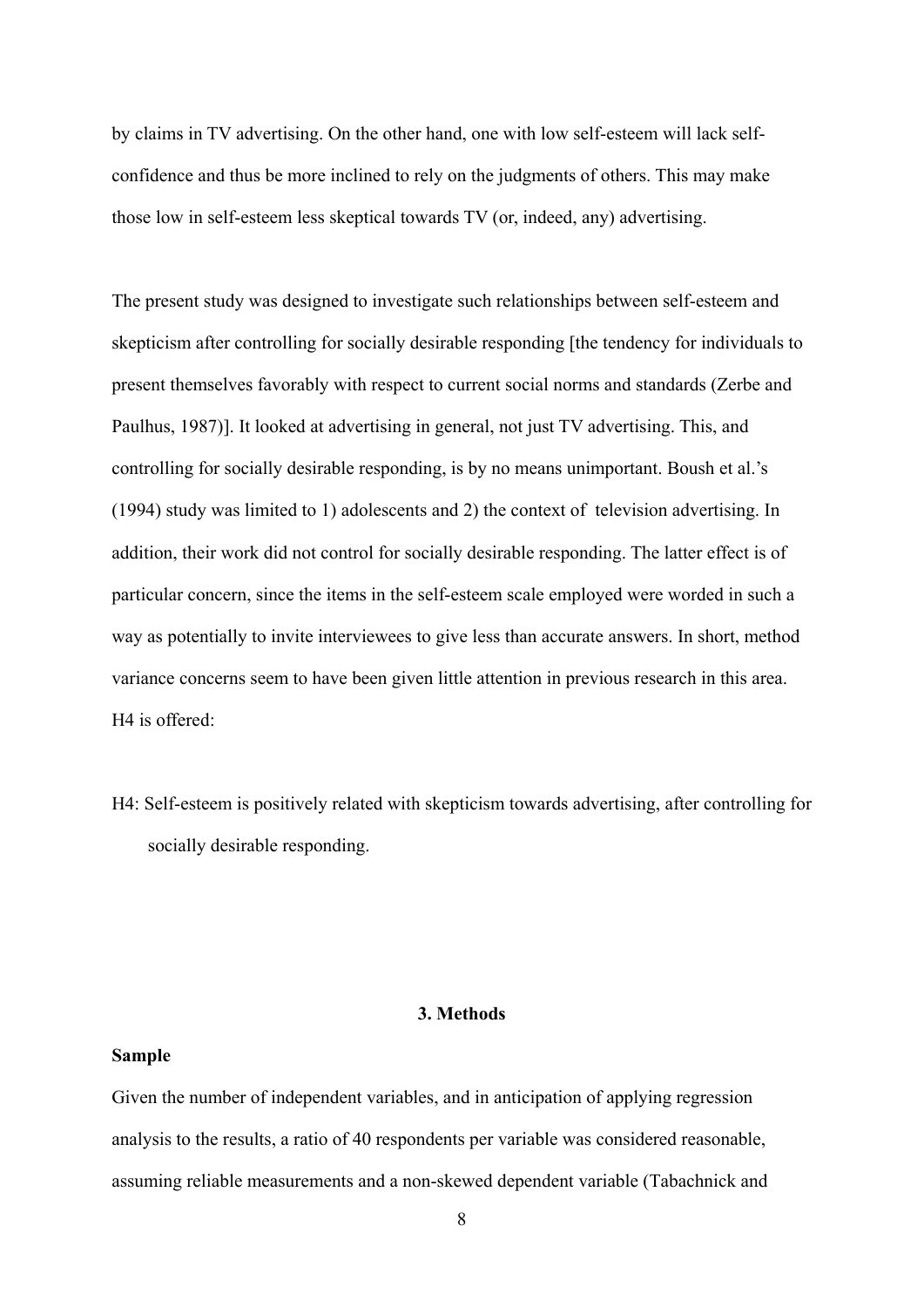by claims in TV advertising. On the other hand, one with low self-esteem will lack self-confidence and thus be more inclined to rely on the judgments of others. This may make those low in self-esteem less skeptical towards TV (or, indeed, any) advertising.

The present study was designed to investigate such relationships between self-esteem and skepticism after controlling for socially desirable responding [the tendency for individuals to present themselves favorably with respect to current social norms and standards (Zerbe and Paulhus, 1987)]. It looked at advertising in general, not just TV advertising. This, and controlling for socially desirable responding, is by no means unimportant. Boush et al.'s (1994) study was limited to 1) adolescents and 2) the context of television advertising. In addition, their work did not control for socially desirable responding. The latter effect is of particular concern, since the items in the self-esteem scale employed were worded in such a way as potentially to invite interviewees to give less than accurate answers. In short, method variance concerns seem to have been given little attention in previous research in this area. H4 is offered:

H4: Self-esteem is positively related with skepticism towards advertising, after controlling for socially desirable responding.

## 3. Methods

### Sample

Given the number of independent variables, and in anticipation of applying regression analysis to the results, a ratio of 40 respondents per variable was considered reasonable, assuming reliable measurements and a non-skewed dependent variable (Tabachnick and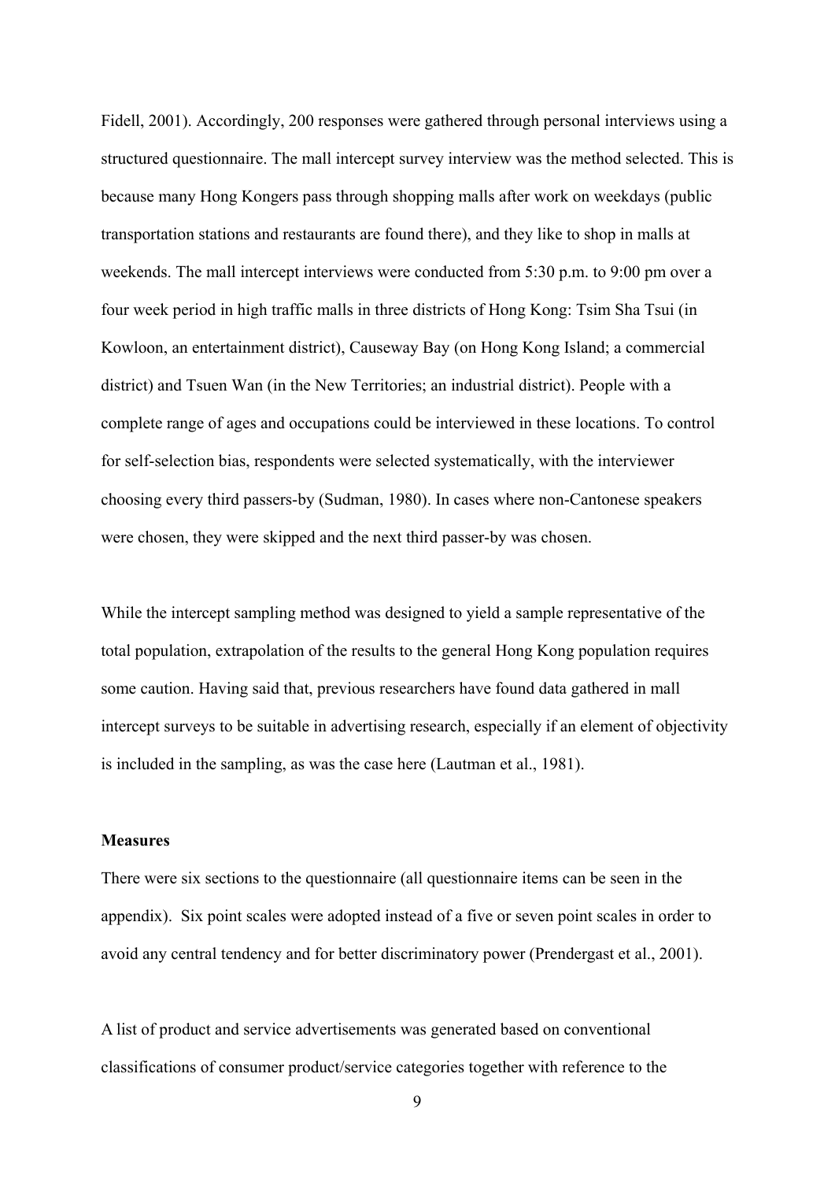Fidell, 2001). Accordingly, 200 responses were gathered through personal interviews using a structured questionnaire. The mall intercept survey interview was the method selected. This is because many Hong Kongers pass through shopping malls after work on weekdays (public transportation stations and restaurants are found there), and they like to shop in malls at weekends. The mall intercept interviews were conducted from 5:30 p.m. to 9:00 pm over a four week period in high traffic malls in three districts of Hong Kong: Tsim Sha Tsui (in Kowloon, an entertainment district), Causeway Bay (on Hong Kong Island; a commercial district) and Tsuen Wan (in the New Territories; an industrial district). People with a complete range of ages and occupations could be interviewed in these locations. To control for self-selection bias, respondents were selected systematically, with the interviewer choosing every third passers-by (Sudman, 1980). In cases where non-Cantonese speakers were chosen, they were skipped and the next third passer-by was chosen.

While the intercept sampling method was designed to yield a sample representative of the total population, extrapolation of the results to the general Hong Kong population requires some caution. Having said that, previous researchers have found data gathered in mall intercept surveys to be suitable in advertising research, especially if an element of objectivity is included in the sampling, as was the case here (Lautman et al., 1981).

**Measures**

There were six sections to the questionnaire (all questionnaire items can be seen in the appendix). Six point scales were adopted instead of a five or seven point scales in order to avoid any central tendency and for better discriminatory power (Prendergast et al., 2001).

A list of product and service advertisements was generated based on conventional classifications of consumer product/service categories together with reference to the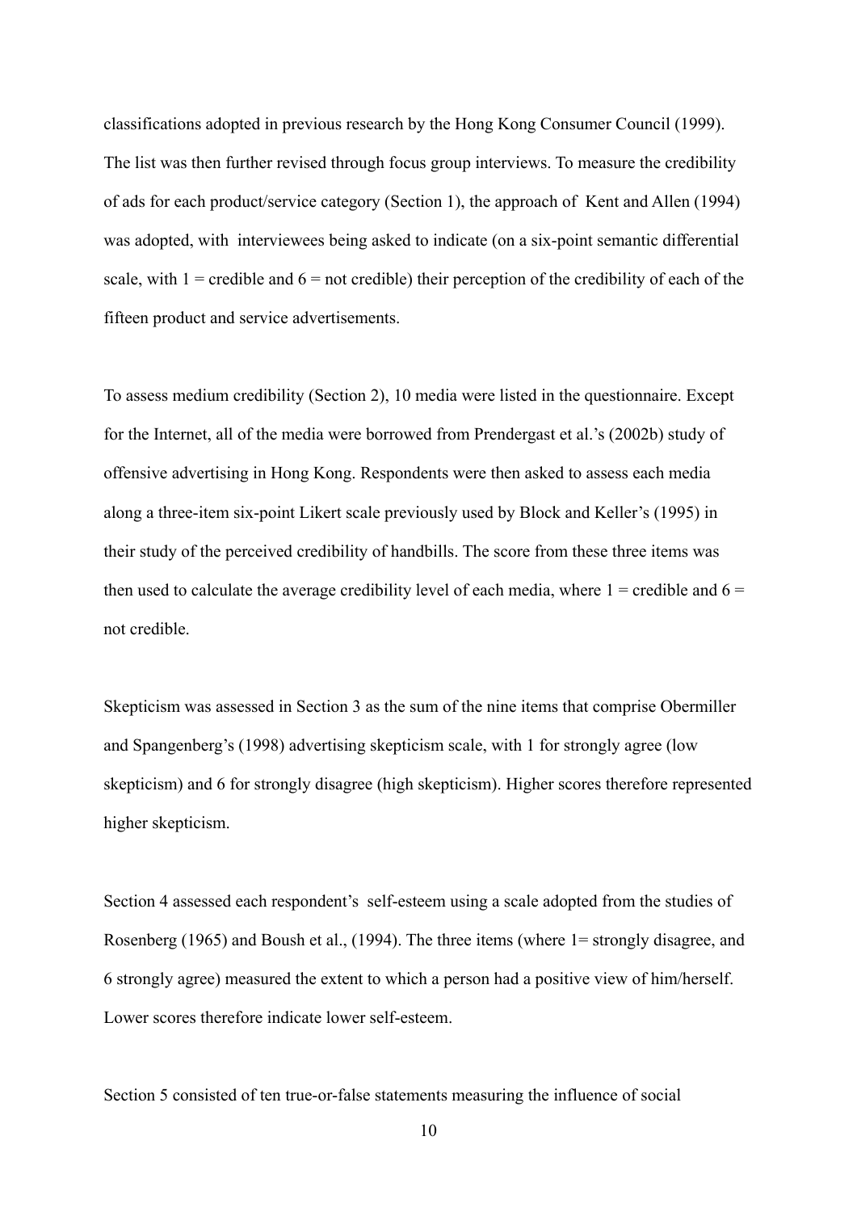classifications adopted in previous research by the Hong Kong Consumer Council (1999). The list was then further revised through focus group interviews. To measure the credibility of ads for each product/service category (Section 1), the approach of Kent and Allen (1994) was adopted, with interviewees being asked to indicate (on a six-point semantic differential scale, with 1 = credible and 6 = not credible) their perception of the credibility of each of the fifteen product and service advertisements.

To assess medium credibility (Section 2), 10 media were listed in the questionnaire. Except for the Internet, all of the media were borrowed from Prendergast et al.'s (2002b) study of offensive advertising in Hong Kong. Respondents were then asked to assess each media along a three-item six-point Likert scale previously used by Block and Keller's (1995) in their study of the perceived credibility of handbills. The score from these three items was then used to calculate the average credibility level of each media, where 1 = credible and 6 = not credible.

Skepticism was assessed in Section 3 as the sum of the nine items that comprise Obermiller and Spangenberg's (1998) advertising skepticism scale, with 1 for strongly agree (low skepticism) and 6 for strongly disagree (high skepticism). Higher scores therefore represented higher skepticism.

Section 4 assessed each respondent's self-esteem using a scale adopted from the studies of Rosenberg (1965) and Boush et al., (1994). The three items (where 1= strongly disagree, and 6 strongly agree) measured the extent to which a person had a positive view of him/herself. Lower scores therefore indicate lower self-esteem.

Section 5 consisted of ten true-or-false statements measuring the influence of social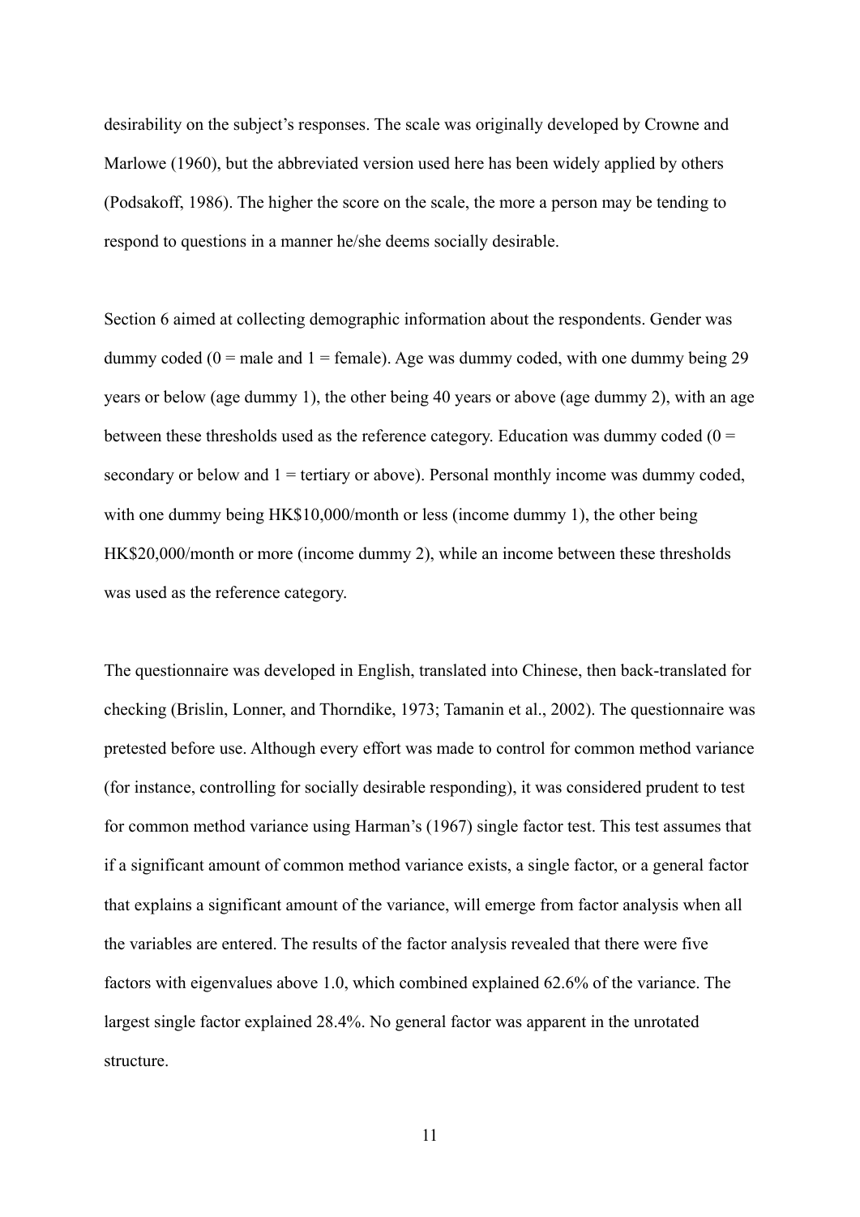desirability on the subject's responses. The scale was originally developed by Crowne and Marlowe (1960), but the abbreviated version used here has been widely applied by others (Podsakoff, 1986). The higher the score on the scale, the more a person may be tending to respond to questions in a manner he/she deems socially desirable.

Section 6 aimed at collecting demographic information about the respondents. Gender was dummy coded (0 = male and 1 = female). Age was dummy coded, with one dummy being 29 years or below (age dummy 1), the other being 40 years or above (age dummy 2), with an age between these thresholds used as the reference category. Education was dummy coded (0 = secondary or below and 1 = tertiary or above). Personal monthly income was dummy coded, with one dummy being HK$10,000/month or less (income dummy 1), the other being HK$20,000/month or more (income dummy 2), while an income between these thresholds was used as the reference category.

The questionnaire was developed in English, translated into Chinese, then back-translated for checking (Brislin, Lonner, and Thorndike, 1973; Tamanin et al., 2002). The questionnaire was pretested before use. Although every effort was made to control for common method variance (for instance, controlling for socially desirable responding), it was considered prudent to test for common method variance using Harman's (1967) single factor test. This test assumes that if a significant amount of common method variance exists, a single factor, or a general factor that explains a significant amount of the variance, will emerge from factor analysis when all the variables are entered. The results of the factor analysis revealed that there were five factors with eigenvalues above 1.0, which combined explained 62.6% of the variance. The largest single factor explained 28.4%. No general factor was apparent in the unrotated structure.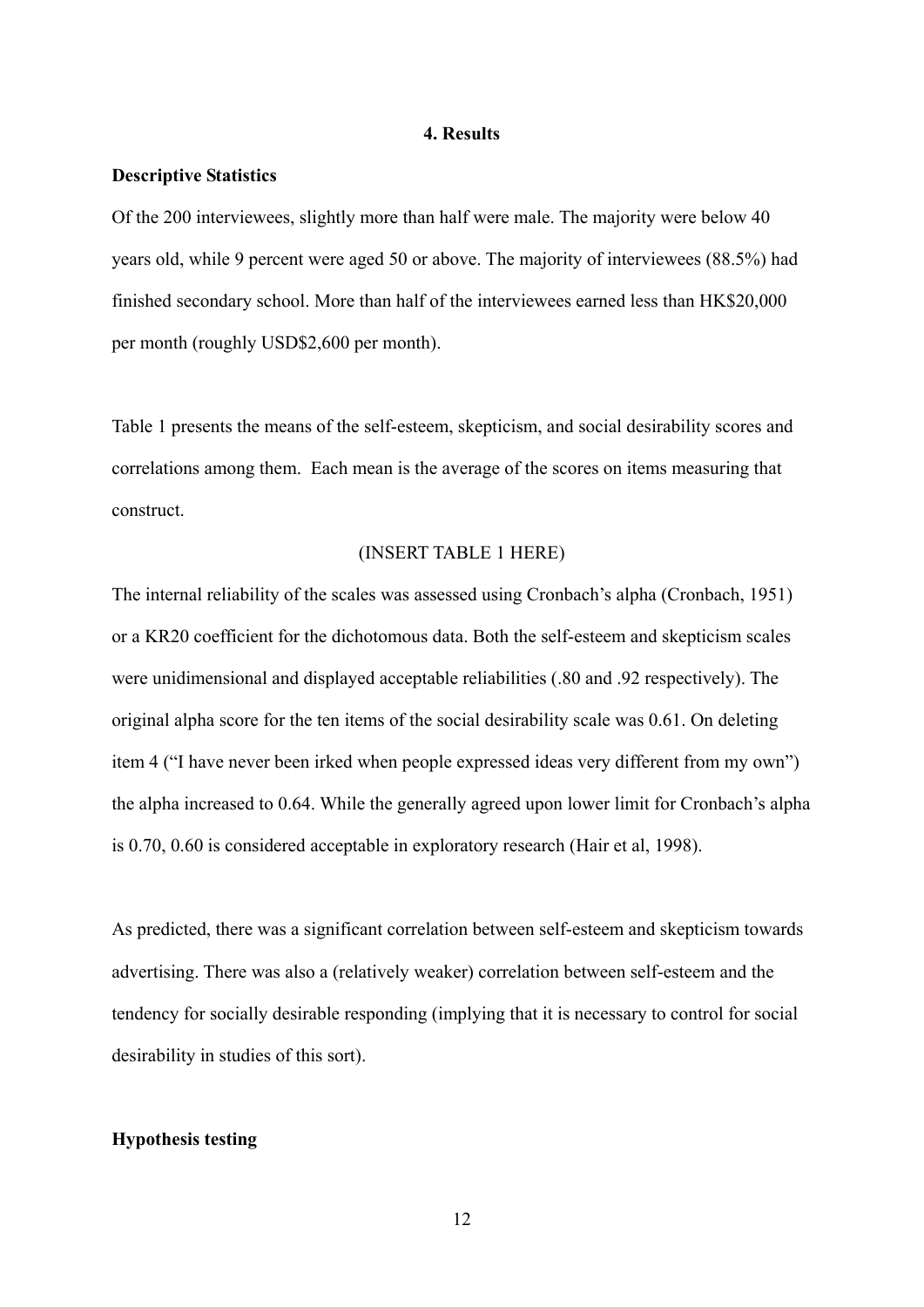## 4. Results

### Descriptive Statistics

Of the 200 interviewees, slightly more than half were male. The majority were below 40 years old, while 9 percent were aged 50 or above. The majority of interviewees (88.5%) had finished secondary school. More than half of the interviewees earned less than HK$20,000 per month (roughly USD$2,600 per month).

Table 1 presents the means of the self-esteem, skepticism, and social desirability scores and correlations among them. Each mean is the average of the scores on items measuring that construct.

(INSERT TABLE 1 HERE)

The internal reliability of the scales was assessed using Cronbach's alpha (Cronbach, 1951) or a KR20 coefficient for the dichotomous data. Both the self-esteem and skepticism scales were unidimensional and displayed acceptable reliabilities (.80 and .92 respectively). The original alpha score for the ten items of the social desirability scale was 0.61. On deleting item 4 ("I have never been irked when people expressed ideas very different from my own") the alpha increased to 0.64. While the generally agreed upon lower limit for Cronbach's alpha is 0.70, 0.60 is considered acceptable in exploratory research (Hair et al, 1998).

As predicted, there was a significant correlation between self-esteem and skepticism towards advertising. There was also a (relatively weaker) correlation between self-esteem and the tendency for socially desirable responding (implying that it is necessary to control for social desirability in studies of this sort).

### Hypothesis testing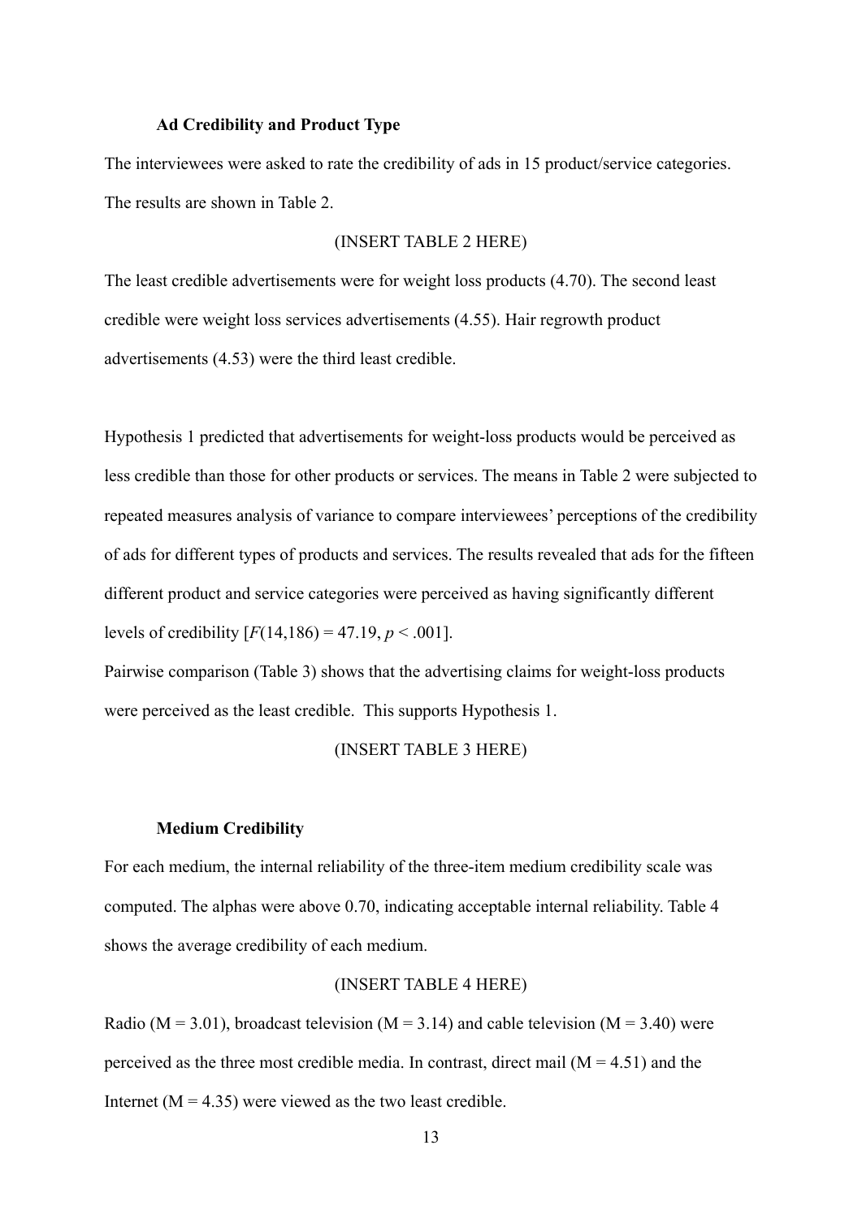### Ad Credibility and Product Type

The interviewees were asked to rate the credibility of ads in 15 product/service categories. The results are shown in Table 2.

(INSERT TABLE 2 HERE)

The least credible advertisements were for weight loss products (4.70). The second least credible were weight loss services advertisements (4.55). Hair regrowth product advertisements (4.53) were the third least credible.

Hypothesis 1 predicted that advertisements for weight-loss products would be perceived as less credible than those for other products or services. The means in Table 2 were subjected to repeated measures analysis of variance to compare interviewees' perceptions of the credibility of ads for different types of products and services. The results revealed that ads for the fifteen different product and service categories were perceived as having significantly different levels of credibility [$F(14,186) = 47.19$, $p < .001$].

Pairwise comparison (Table 3) shows that the advertising claims for weight-loss products were perceived as the least credible. This supports Hypothesis 1.

(INSERT TABLE 3 HERE)

### Medium Credibility

For each medium, the internal reliability of the three-item medium credibility scale was computed. The alphas were above 0.70, indicating acceptable internal reliability. Table 4 shows the average credibility of each medium.

(INSERT TABLE 4 HERE)

Radio ($M = 3.01$), broadcast television ($M = 3.14$) and cable television ($M = 3.40$) were perceived as the three most credible media. In contrast, direct mail ($M = 4.51$) and the Internet ($M = 4.35$) were viewed as the two least credible.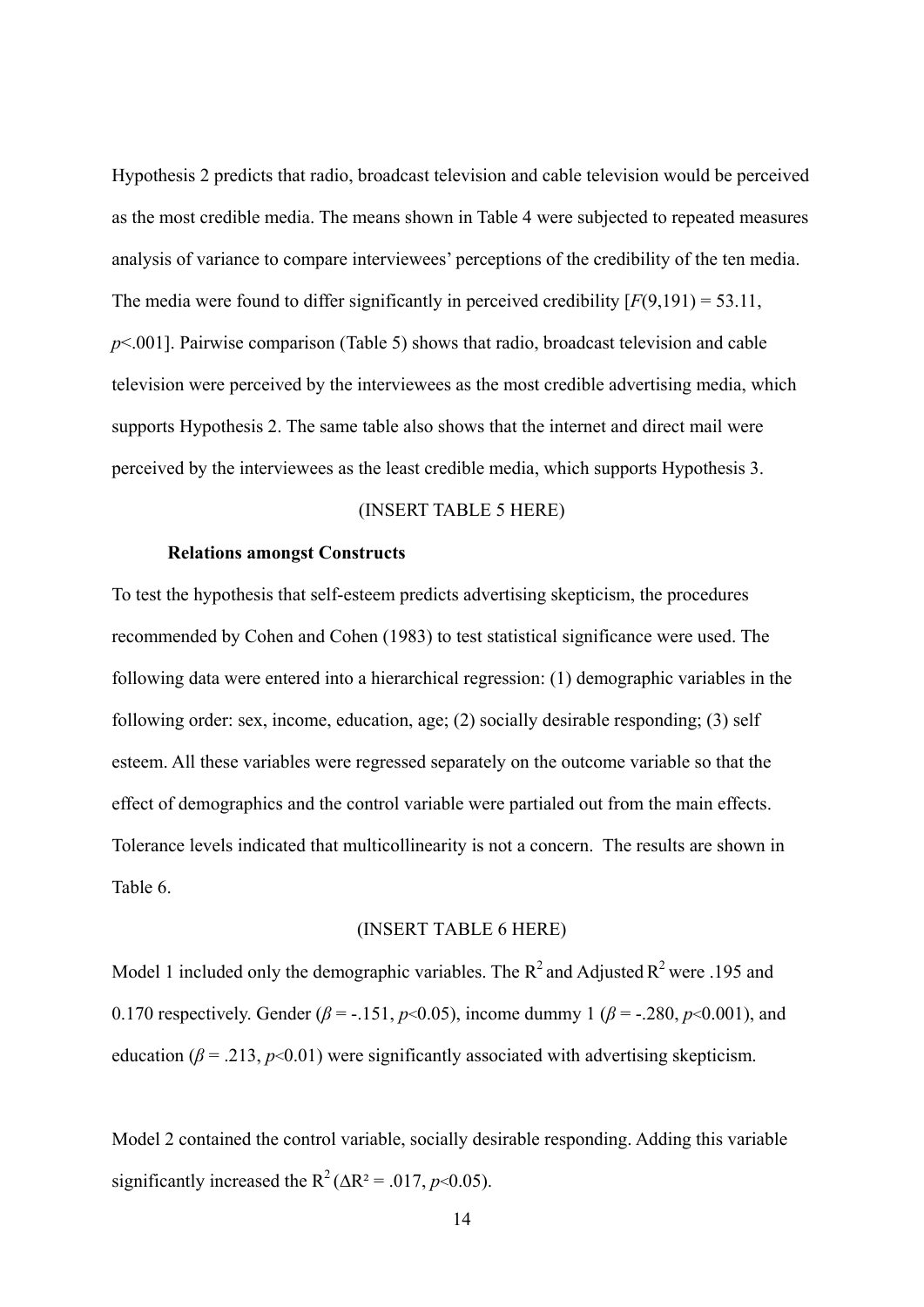Hypothesis 2 predicts that radio, broadcast television and cable television would be perceived as the most credible media. The means shown in Table 4 were subjected to repeated measures analysis of variance to compare interviewees' perceptions of the credibility of the ten media. The media were found to differ significantly in perceived credibility [$F(9,191) = 53.11$, $p<.001$]. Pairwise comparison (Table 5) shows that radio, broadcast television and cable television were perceived by the interviewees as the most credible advertising media, which supports Hypothesis 2. The same table also shows that the internet and direct mail were perceived by the interviewees as the least credible media, which supports Hypothesis 3.

(INSERT TABLE 5 HERE)

**Relations amongst Constructs**

To test the hypothesis that self-esteem predicts advertising skepticism, the procedures recommended by Cohen and Cohen (1983) to test statistical significance were used. The following data were entered into a hierarchical regression: (1) demographic variables in the following order: sex, income, education, age; (2) socially desirable responding; (3) self esteem. All these variables were regressed separately on the outcome variable so that the effect of demographics and the control variable were partialed out from the main effects. Tolerance levels indicated that multicollinearity is not a concern. The results are shown in Table 6.

(INSERT TABLE 6 HERE)

Model 1 included only the demographic variables. The $R^2$ and Adjusted $R^2$ were .195 and 0.170 respectively. Gender ($\beta = -.151$, $p<0.05$), income dummy 1 ($\beta = -.280$, $p<0.001$), and education ($\beta = .213$, $p<0.01$) were significantly associated with advertising skepticism.

Model 2 contained the control variable, socially desirable responding. Adding this variable significantly increased the $R^2$ ($\Delta R^2 = .017$, $p<0.05$).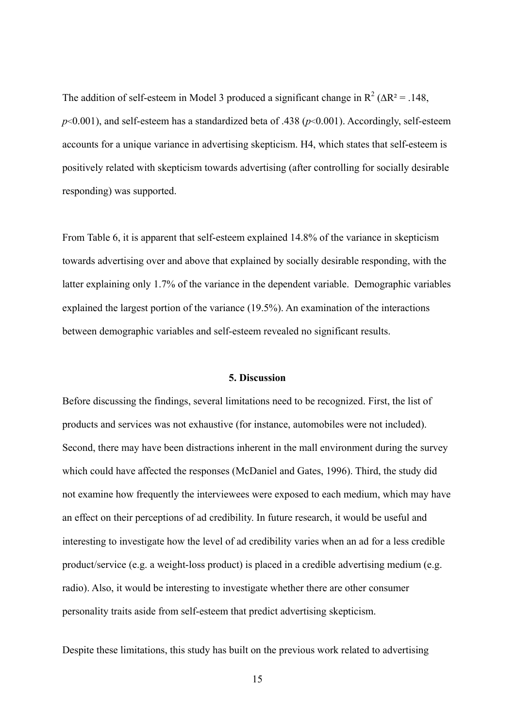The addition of self-esteem in Model 3 produced a significant change in $R^2$ ($\Delta R^2 = .148$, $p<0.001$), and self-esteem has a standardized beta of .438 ($p<0.001$). Accordingly, self-esteem accounts for a unique variance in advertising skepticism. H4, which states that self-esteem is positively related with skepticism towards advertising (after controlling for socially desirable responding) was supported.

From Table 6, it is apparent that self-esteem explained 14.8% of the variance in skepticism towards advertising over and above that explained by socially desirable responding, with the latter explaining only 1.7% of the variance in the dependent variable. Demographic variables explained the largest portion of the variance (19.5%). An examination of the interactions between demographic variables and self-esteem revealed no significant results.

## 5. Discussion

Before discussing the findings, several limitations need to be recognized. First, the list of products and services was not exhaustive (for instance, automobiles were not included). Second, there may have been distractions inherent in the mall environment during the survey which could have affected the responses (McDaniel and Gates, 1996). Third, the study did not examine how frequently the interviewees were exposed to each medium, which may have an effect on their perceptions of ad credibility. In future research, it would be useful and interesting to investigate how the level of ad credibility varies when an ad for a less credible product/service (e.g. a weight-loss product) is placed in a credible advertising medium (e.g. radio). Also, it would be interesting to investigate whether there are other consumer personality traits aside from self-esteem that predict advertising skepticism.

Despite these limitations, this study has built on the previous work related to advertising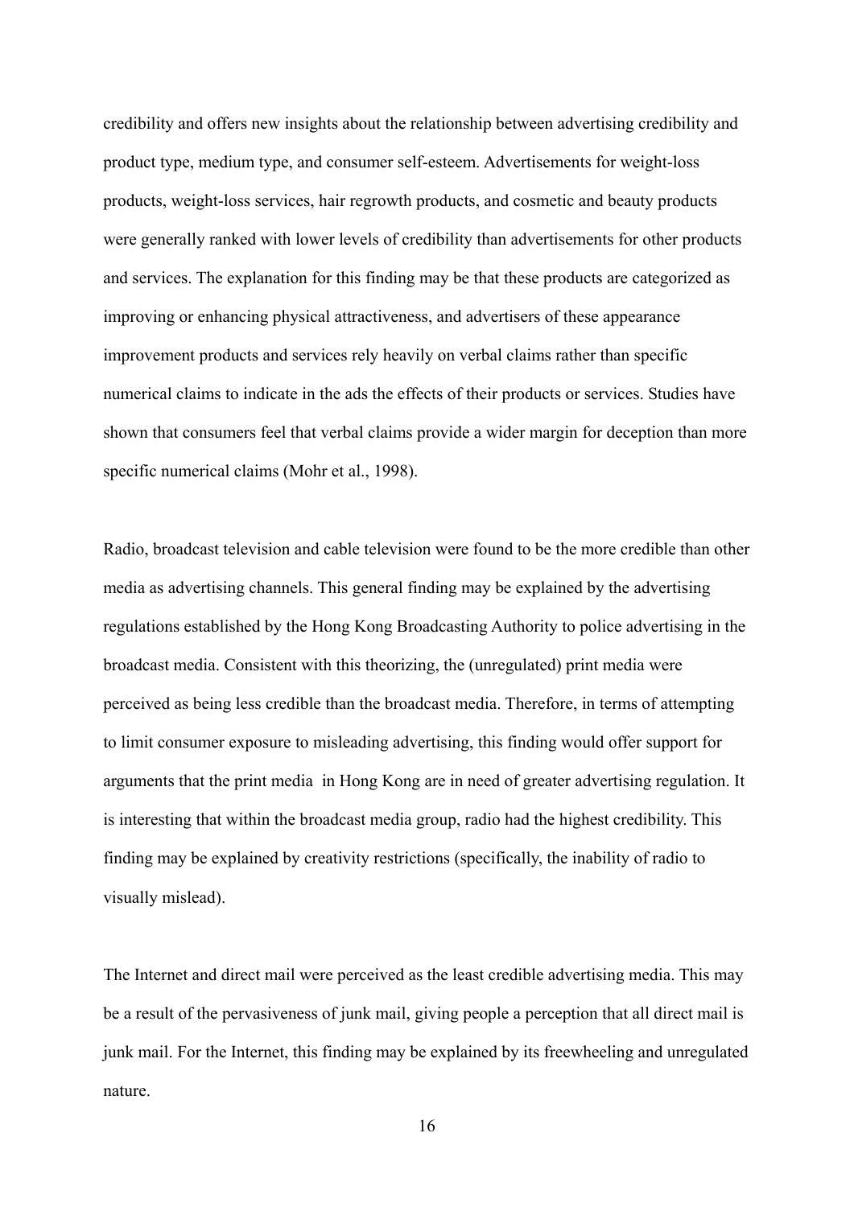credibility and offers new insights about the relationship between advertising credibility and product type, medium type, and consumer self-esteem. Advertisements for weight-loss products, weight-loss services, hair regrowth products, and cosmetic and beauty products were generally ranked with lower levels of credibility than advertisements for other products and services. The explanation for this finding may be that these products are categorized as improving or enhancing physical attractiveness, and advertisers of these appearance improvement products and services rely heavily on verbal claims rather than specific numerical claims to indicate in the ads the effects of their products or services. Studies have shown that consumers feel that verbal claims provide a wider margin for deception than more specific numerical claims (Mohr et al., 1998).

Radio, broadcast television and cable television were found to be the more credible than other media as advertising channels. This general finding may be explained by the advertising regulations established by the Hong Kong Broadcasting Authority to police advertising in the broadcast media. Consistent with this theorizing, the (unregulated) print media were perceived as being less credible than the broadcast media. Therefore, in terms of attempting to limit consumer exposure to misleading advertising, this finding would offer support for arguments that the print media in Hong Kong are in need of greater advertising regulation. It is interesting that within the broadcast media group, radio had the highest credibility. This finding may be explained by creativity restrictions (specifically, the inability of radio to visually mislead).

The Internet and direct mail were perceived as the least credible advertising media. This may be a result of the pervasiveness of junk mail, giving people a perception that all direct mail is junk mail. For the Internet, this finding may be explained by its freewheeling and unregulated nature.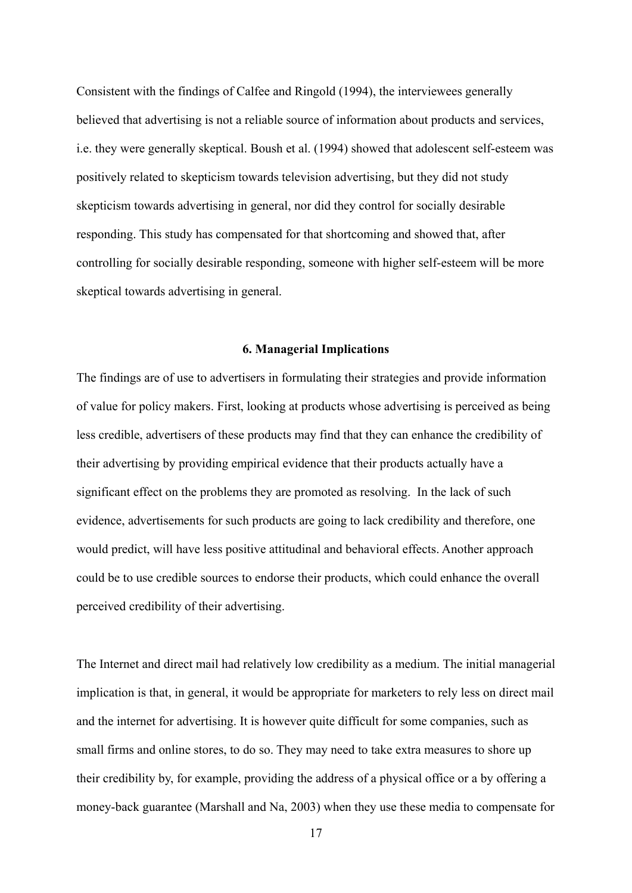Consistent with the findings of Calfee and Ringold (1994), the interviewees generally believed that advertising is not a reliable source of information about products and services, i.e. they were generally skeptical. Boush et al. (1994) showed that adolescent self-esteem was positively related to skepticism towards television advertising, but they did not study skepticism towards advertising in general, nor did they control for socially desirable responding. This study has compensated for that shortcoming and showed that, after controlling for socially desirable responding, someone with higher self-esteem will be more skeptical towards advertising in general.

## 6. Managerial Implications

The findings are of use to advertisers in formulating their strategies and provide information of value for policy makers. First, looking at products whose advertising is perceived as being less credible, advertisers of these products may find that they can enhance the credibility of their advertising by providing empirical evidence that their products actually have a significant effect on the problems they are promoted as resolving. In the lack of such evidence, advertisements for such products are going to lack credibility and therefore, one would predict, will have less positive attitudinal and behavioral effects. Another approach could be to use credible sources to endorse their products, which could enhance the overall perceived credibility of their advertising.

The Internet and direct mail had relatively low credibility as a medium. The initial managerial implication is that, in general, it would be appropriate for marketers to rely less on direct mail and the internet for advertising. It is however quite difficult for some companies, such as small firms and online stores, to do so. They may need to take extra measures to shore up their credibility by, for example, providing the address of a physical office or a by offering a money-back guarantee (Marshall and Na, 2003) when they use these media to compensate for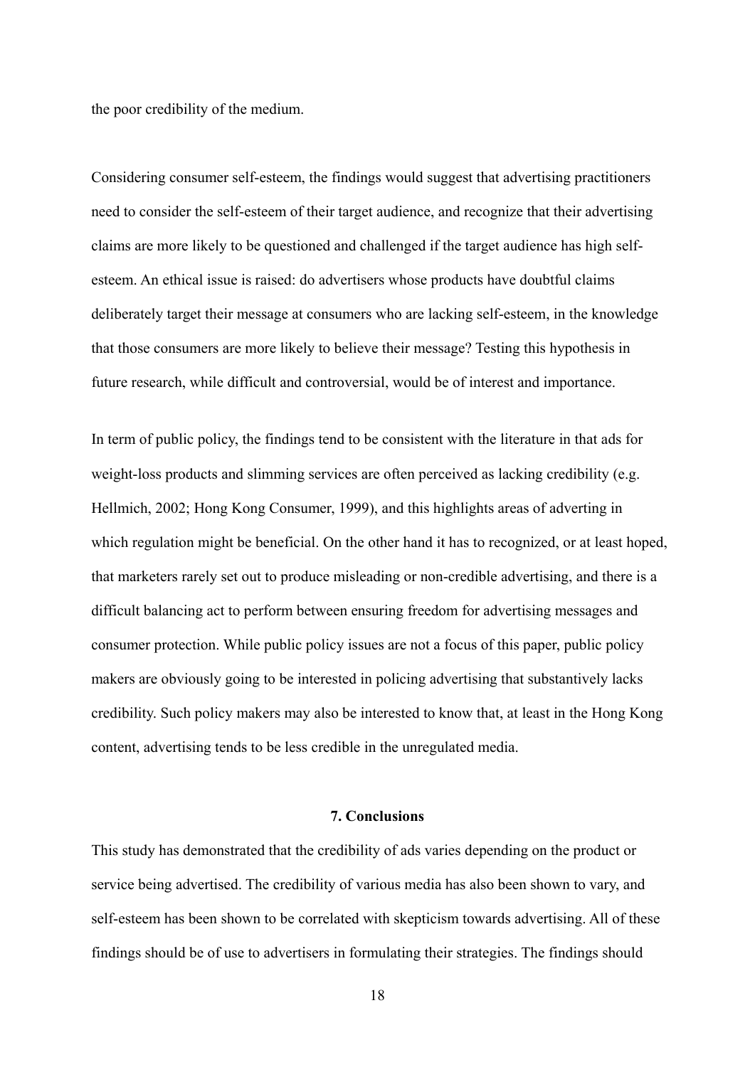the poor credibility of the medium.

Considering consumer self-esteem, the findings would suggest that advertising practitioners need to consider the self-esteem of their target audience, and recognize that their advertising claims are more likely to be questioned and challenged if the target audience has high self-esteem. An ethical issue is raised: do advertisers whose products have doubtful claims deliberately target their message at consumers who are lacking self-esteem, in the knowledge that those consumers are more likely to believe their message? Testing this hypothesis in future research, while difficult and controversial, would be of interest and importance.

In term of public policy, the findings tend to be consistent with the literature in that ads for weight-loss products and slimming services are often perceived as lacking credibility (e.g. Hellmich, 2002; Hong Kong Consumer, 1999), and this highlights areas of adverting in which regulation might be beneficial. On the other hand it has to recognized, or at least hoped, that marketers rarely set out to produce misleading or non-credible advertising, and there is a difficult balancing act to perform between ensuring freedom for advertising messages and consumer protection. While public policy issues are not a focus of this paper, public policy makers are obviously going to be interested in policing advertising that substantively lacks credibility. Such policy makers may also be interested to know that, at least in the Hong Kong content, advertising tends to be less credible in the unregulated media.

## 7. Conclusions

This study has demonstrated that the credibility of ads varies depending on the product or service being advertised. The credibility of various media has also been shown to vary, and self-esteem has been shown to be correlated with skepticism towards advertising. All of these findings should be of use to advertisers in formulating their strategies. The findings should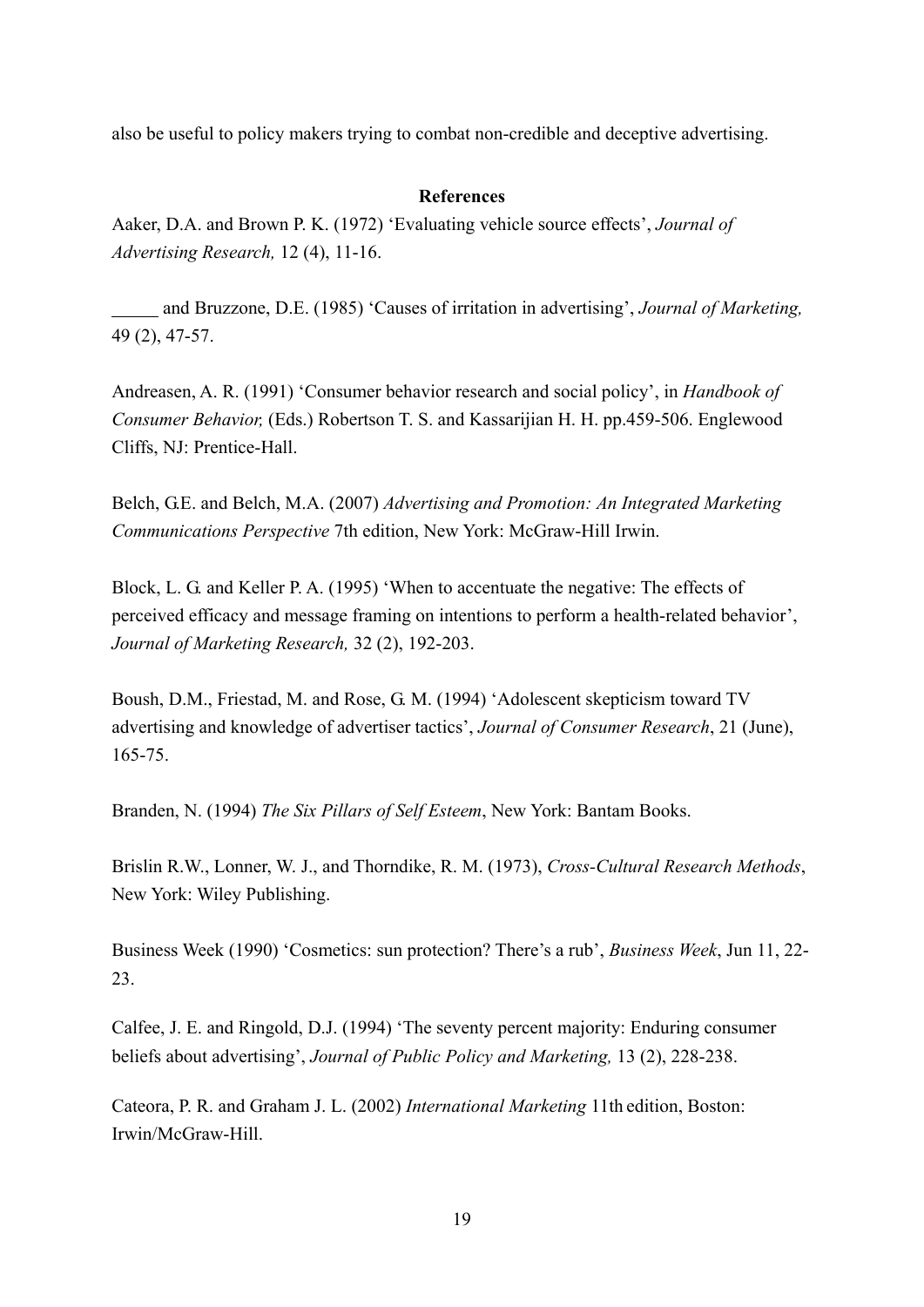also be useful to policy makers trying to combat non-credible and deceptive advertising.

**References**

Aaker, D.A. and Brown P. K. (1972) 'Evaluating vehicle source effects', *Journal of Advertising Research,* 12 (4), 11-16.

_____ and Bruzzone, D.E. (1985) 'Causes of irritation in advertising', *Journal of Marketing,* 49 (2), 47-57.

Andreasen, A. R. (1991) 'Consumer behavior research and social policy', in *Handbook of Consumer Behavior,* (Eds.) Robertson T. S. and Kassarijian H. H. pp.459-506. Englewood Cliffs, NJ: Prentice-Hall.

Belch, G.E. and Belch, M.A. (2007) *Advertising and Promotion: An Integrated Marketing Communications Perspective* 7th edition, New York: McGraw-Hill Irwin.

Block, L. G. and Keller P. A. (1995) 'When to accentuate the negative: The effects of perceived efficacy and message framing on intentions to perform a health-related behavior', *Journal of Marketing Research,* 32 (2), 192-203.

Boush, D.M., Friestad, M. and Rose, G. M. (1994) 'Adolescent skepticism toward TV advertising and knowledge of advertiser tactics', *Journal of Consumer Research*, 21 (June), 165-75.

Branden, N. (1994) *The Six Pillars of Self Esteem*, New York: Bantam Books.

Brislin R.W., Lonner, W. J., and Thorndike, R. M. (1973), *Cross-Cultural Research Methods*, New York: Wiley Publishing.

Business Week (1990) 'Cosmetics: sun protection? There's a rub', *Business Week*, Jun 11, 22-23.

Calfee, J. E. and Ringold, D.J. (1994) 'The seventy percent majority: Enduring consumer beliefs about advertising', *Journal of Public Policy and Marketing,* 13 (2), 228-238.

Cateora, P. R. and Graham J. L. (2002) *International Marketing* 11th edition, Boston: Irwin/McGraw-Hill.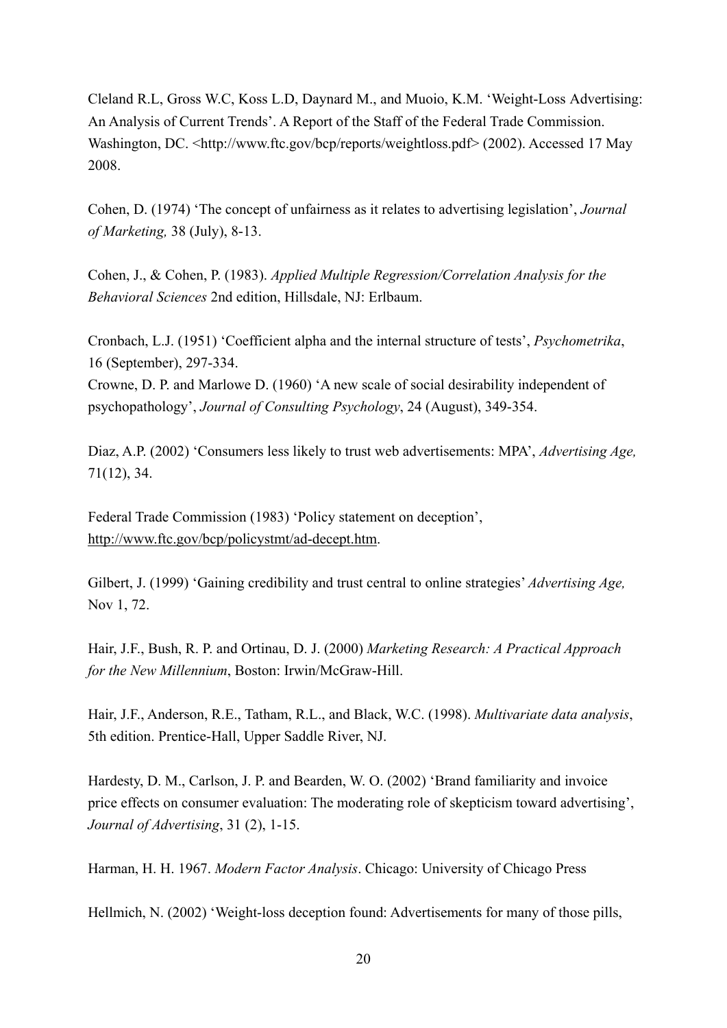Cleland R.L, Gross W.C, Koss L.D, Daynard M., and Muoio, K.M. 'Weight-Loss Advertising: An Analysis of Current Trends'. A Report of the Staff of the Federal Trade Commission. Washington, DC. <http://www.ftc.gov/bcp/reports/weightloss.pdf> (2002). Accessed 17 May 2008.

Cohen, D. (1974) 'The concept of unfairness as it relates to advertising legislation', *Journal of Marketing,* 38 (July), 8-13.

Cohen, J., & Cohen, P. (1983). *Applied Multiple Regression/Correlation Analysis for the Behavioral Sciences* 2nd edition, Hillsdale, NJ: Erlbaum.

Cronbach, L.J. (1951) 'Coefficient alpha and the internal structure of tests', *Psychometrika*, 16 (September), 297-334.
Crowne, D. P. and Marlowe D. (1960) 'A new scale of social desirability independent of psychopathology', *Journal of Consulting Psychology*, 24 (August), 349-354.

Diaz, A.P. (2002) 'Consumers less likely to trust web advertisements: MPA', *Advertising Age,* 71(12), 34.

Federal Trade Commission (1983) 'Policy statement on deception', http://www.ftc.gov/bcp/policystmt/ad-decept.htm.

Gilbert, J. (1999) 'Gaining credibility and trust central to online strategies' *Advertising Age,* Nov 1, 72.

Hair, J.F., Bush, R. P. and Ortinau, D. J. (2000) *Marketing Research: A Practical Approach for the New Millennium*, Boston: Irwin/McGraw-Hill.

Hair, J.F., Anderson, R.E., Tatham, R.L., and Black, W.C. (1998). *Multivariate data analysis*, 5th edition. Prentice-Hall, Upper Saddle River, NJ.

Hardesty, D. M., Carlson, J. P. and Bearden, W. O. (2002) 'Brand familiarity and invoice price effects on consumer evaluation: The moderating role of skepticism toward advertising', *Journal of Advertising*, 31 (2), 1-15.

Harman, H. H. 1967. *Modern Factor Analysis*. Chicago: University of Chicago Press

Hellmich, N. (2002) 'Weight-loss deception found: Advertisements for many of those pills,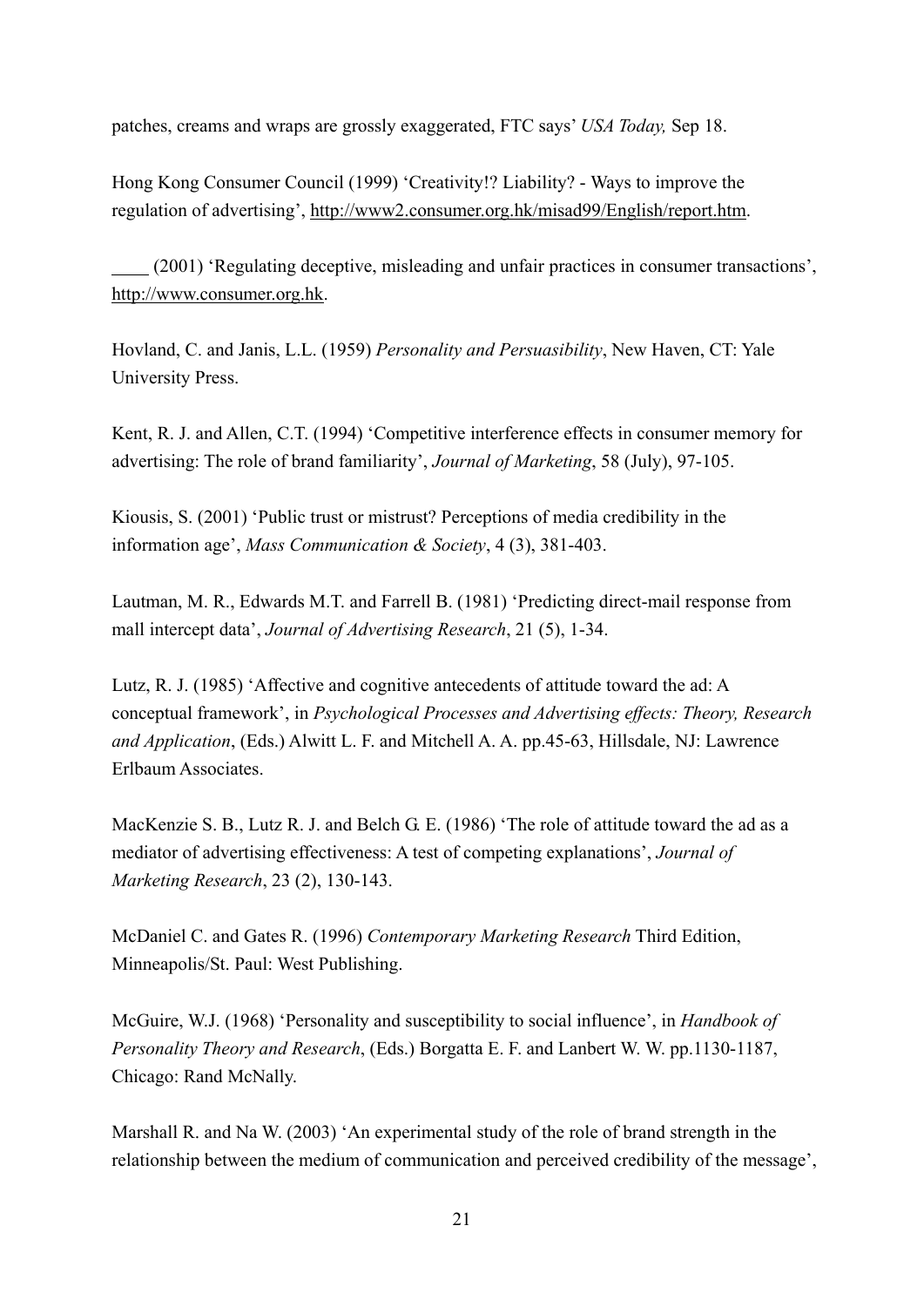patches, creams and wraps are grossly exaggerated, FTC says' *USA Today,* Sep 18.

Hong Kong Consumer Council (1999) 'Creativity!? Liability? - Ways to improve the regulation of advertising', http://www2.consumer.org.hk/misad99/English/report.htm.

____ (2001) 'Regulating deceptive, misleading and unfair practices in consumer transactions', http://www.consumer.org.hk.

Hovland, C. and Janis, L.L. (1959) *Personality and Persuasibility*, New Haven, CT: Yale University Press.

Kent, R. J. and Allen, C.T. (1994) 'Competitive interference effects in consumer memory for advertising: The role of brand familiarity', *Journal of Marketing*, 58 (July), 97-105.

Kiousis, S. (2001) 'Public trust or mistrust? Perceptions of media credibility in the information age', *Mass Communication & Society*, 4 (3), 381-403.

Lautman, M. R., Edwards M.T. and Farrell B. (1981) 'Predicting direct-mail response from mall intercept data', *Journal of Advertising Research*, 21 (5), 1-34.

Lutz, R. J. (1985) 'Affective and cognitive antecedents of attitude toward the ad: A conceptual framework', in *Psychological Processes and Advertising effects: Theory, Research and Application*, (Eds.) Alwitt L. F. and Mitchell A. A. pp.45-63, Hillsdale, NJ: Lawrence Erlbaum Associates.

MacKenzie S. B., Lutz R. J. and Belch G. E. (1986) 'The role of attitude toward the ad as a mediator of advertising effectiveness: A test of competing explanations', *Journal of Marketing Research*, 23 (2), 130-143.

McDaniel C. and Gates R. (1996) *Contemporary Marketing Research* Third Edition, Minneapolis/St. Paul: West Publishing.

McGuire, W.J. (1968) 'Personality and susceptibility to social influence', in *Handbook of Personality Theory and Research*, (Eds.) Borgatta E. F. and Lanbert W. W. pp.1130-1187, Chicago: Rand McNally.

Marshall R. and Na W. (2003) 'An experimental study of the role of brand strength in the relationship between the medium of communication and perceived credibility of the message',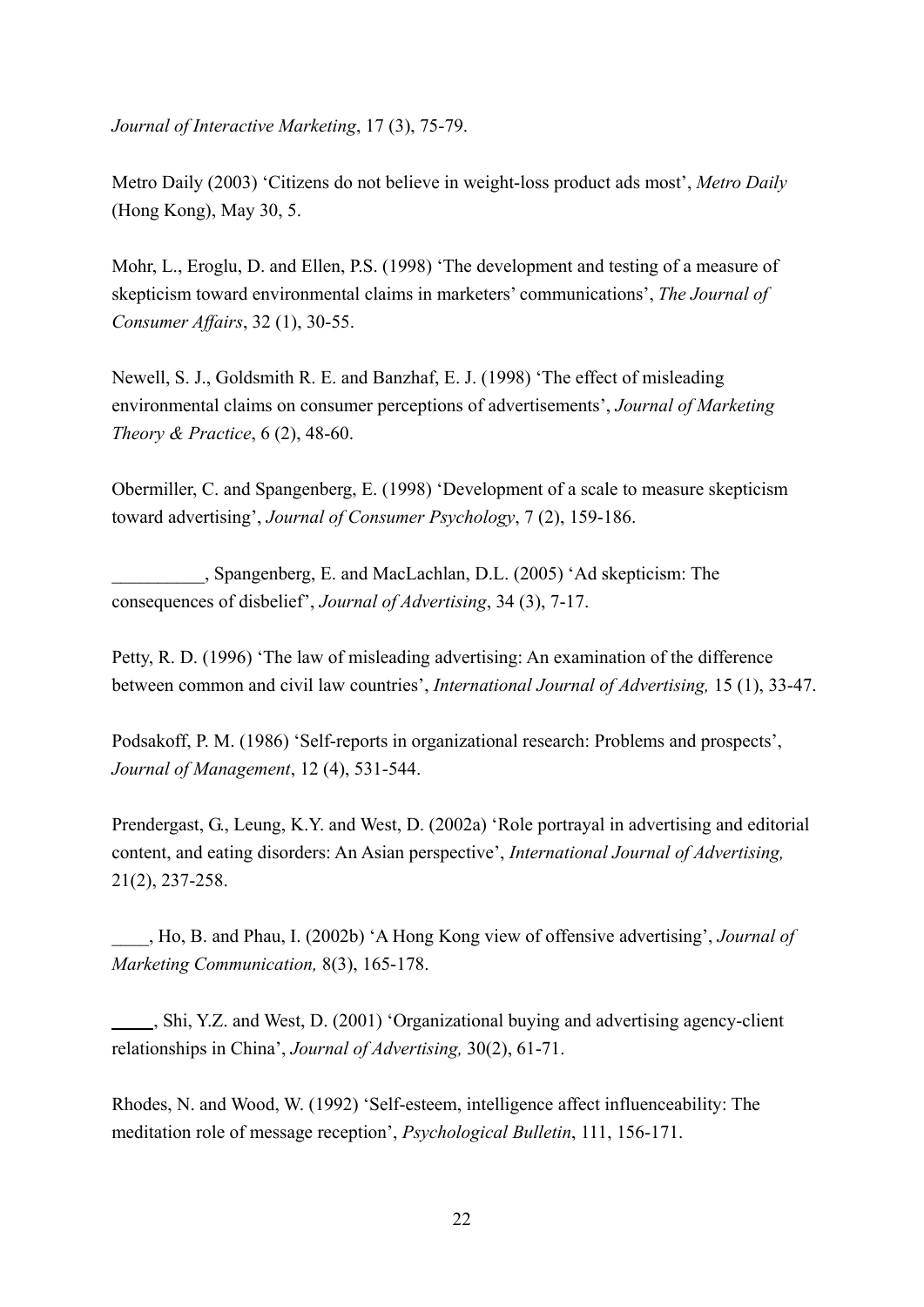*Journal of Interactive Marketing*, 17 (3), 75-79.

Metro Daily (2003) 'Citizens do not believe in weight-loss product ads most', *Metro Daily* (Hong Kong), May 30, 5.

Mohr, L., Eroglu, D. and Ellen, P.S. (1998) 'The development and testing of a measure of skepticism toward environmental claims in marketers' communications', *The Journal of Consumer Affairs*, 32 (1), 30-55.

Newell, S. J., Goldsmith R. E. and Banzhaf, E. J. (1998) 'The effect of misleading environmental claims on consumer perceptions of advertisements', *Journal of Marketing Theory & Practice*, 6 (2), 48-60.

Obermiller, C. and Spangenberg, E. (1998) 'Development of a scale to measure skepticism toward advertising', *Journal of Consumer Psychology*, 7 (2), 159-186.

__________, Spangenberg, E. and MacLachlan, D.L. (2005) 'Ad skepticism: The consequences of disbelief', *Journal of Advertising*, 34 (3), 7-17.

Petty, R. D. (1996) 'The law of misleading advertising: An examination of the difference between common and civil law countries', *International Journal of Advertising,* 15 (1), 33-47.

Podsakoff, P. M. (1986) 'Self-reports in organizational research: Problems and prospects', *Journal of Management*, 12 (4), 531-544.

Prendergast, G., Leung, K.Y. and West, D. (2002a) 'Role portrayal in advertising and editorial content, and eating disorders: An Asian perspective', *International Journal of Advertising,* 21(2), 237-258.

____, Ho, B. and Phau, I. (2002b) 'A Hong Kong view of offensive advertising', *Journal of Marketing Communication,* 8(3), 165-178.

_____, Shi, Y.Z. and West, D. (2001) 'Organizational buying and advertising agency-client relationships in China', *Journal of Advertising,* 30(2), 61-71.

Rhodes, N. and Wood, W. (1992) 'Self-esteem, intelligence affect influenceability: The meditation role of message reception', *Psychological Bulletin*, 111, 156-171.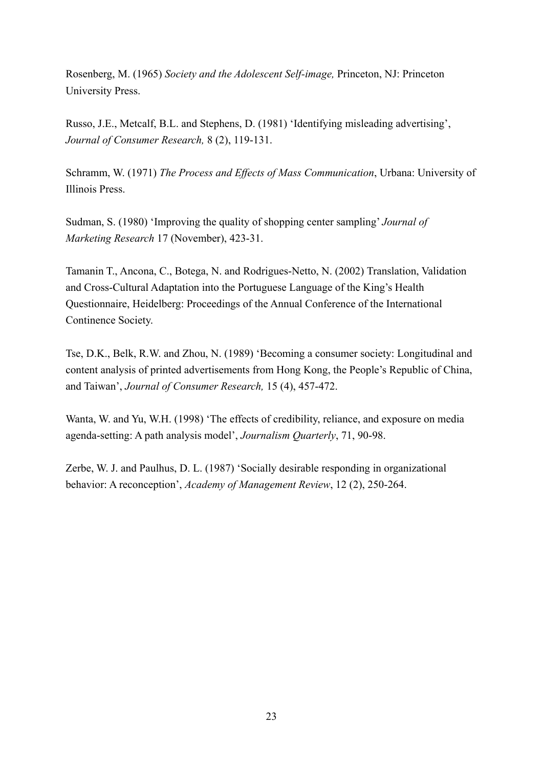Rosenberg, M. (1965) *Society and the Adolescent Self-image,* Princeton, NJ: Princeton University Press.

Russo, J.E., Metcalf, B.L. and Stephens, D. (1981) 'Identifying misleading advertising', *Journal of Consumer Research,* 8 (2), 119-131.

Schramm, W. (1971) *The Process and Effects of Mass Communication*, Urbana: University of Illinois Press.

Sudman, S. (1980) 'Improving the quality of shopping center sampling' *Journal of Marketing Research* 17 (November), 423-31.

Tamanin T., Ancona, C., Botega, N. and Rodrigues-Netto, N. (2002) Translation, Validation and Cross-Cultural Adaptation into the Portuguese Language of the King's Health Questionnaire, Heidelberg: Proceedings of the Annual Conference of the International Continence Society.

Tse, D.K., Belk, R.W. and Zhou, N. (1989) 'Becoming a consumer society: Longitudinal and content analysis of printed advertisements from Hong Kong, the People's Republic of China, and Taiwan', *Journal of Consumer Research,* 15 (4), 457-472.

Wanta, W. and Yu, W.H. (1998) 'The effects of credibility, reliance, and exposure on media agenda-setting: A path analysis model', *Journalism Quarterly*, 71, 90-98.

Zerbe, W. J. and Paulhus, D. L. (1987) 'Socially desirable responding in organizational behavior: A reconception', *Academy of Management Review*, 12 (2), 250-264.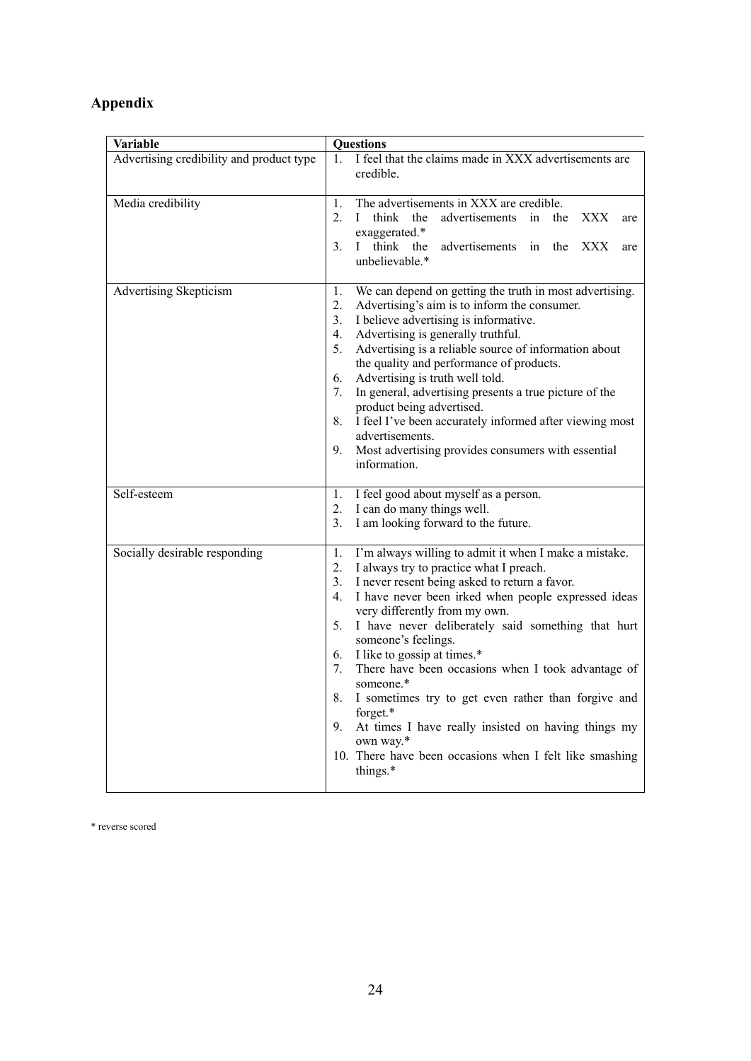# Appendix

| Variable | Questions |
|---|---|
| Advertising credibility and product type | 1. I feel that the claims made in XXX advertisements are credible. |
| Media credibility | 1. The advertisements in XXX are credible.<br>2. I think the advertisements in the XXX are exaggerated.*<br>3. I think the advertisements in the XXX are unbelievable.* |
| Advertising Skepticism | 1. We can depend on getting the truth in most advertising.<br>2. Advertising's aim is to inform the consumer.<br>3. I believe advertising is informative.<br>4. Advertising is generally truthful.<br>5. Advertising is a reliable source of information about the quality and performance of products.<br>6. Advertising is truth well told.<br>7. In general, advertising presents a true picture of the product being advertised.<br>8. I feel I've been accurately informed after viewing most advertisements.<br>9. Most advertising provides consumers with essential information. |
| Self-esteem | 1. I feel good about myself as a person.<br>2. I can do many things well.<br>3. I am looking forward to the future. |
| Socially desirable responding | 1. I'm always willing to admit it when I make a mistake.<br>2. I always try to practice what I preach.<br>3. I never resent being asked to return a favor.<br>4. I have never been irked when people expressed ideas very differently from my own.<br>5. I have never deliberately said something that hurt someone's feelings.<br>6. I like to gossip at times.*<br>7. There have been occasions when I took advantage of someone.*<br>8. I sometimes try to get even rather than forgive and forget.*<br>9. At times I have really insisted on having things my own way.*<br>10. There have been occasions when I felt like smashing things.* |

* reverse scored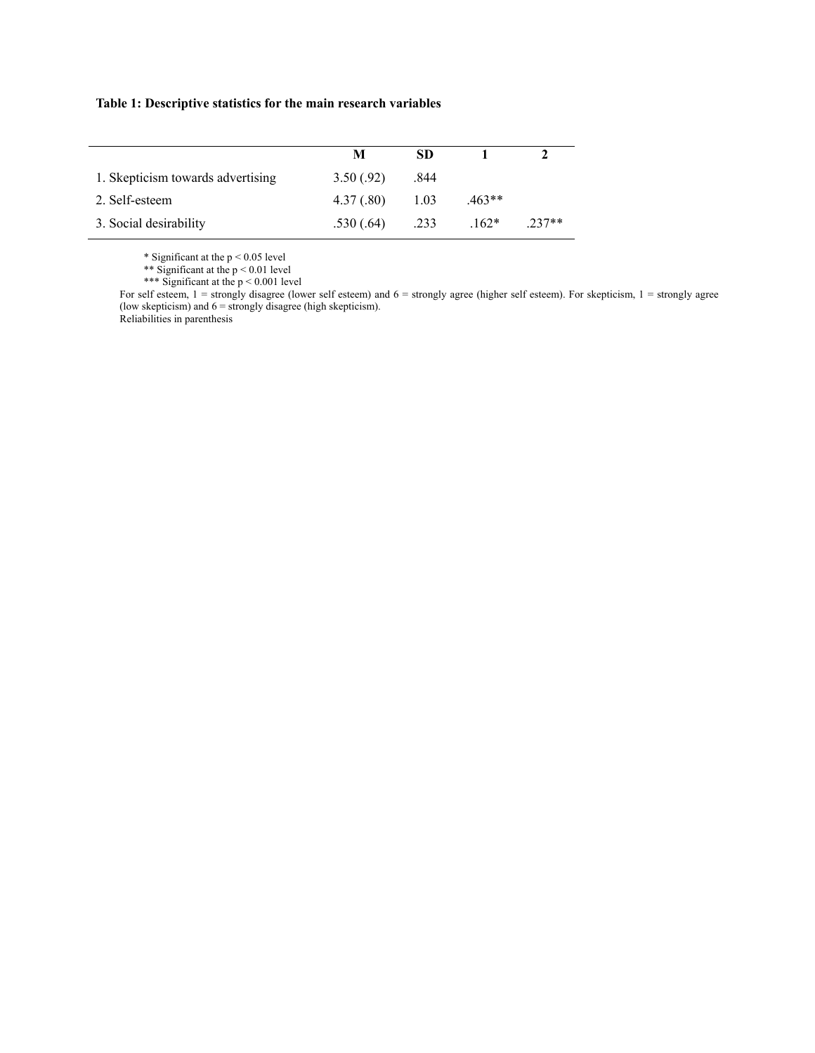**Table 1: Descriptive statistics for the main research variables**

| | M | SD | 1 | 2 |
|---|---|---|---|---|
| 1. Skepticism towards advertising | 3.50 (.92) | .844 | | |
| 2. Self-esteem | 4.37 (.80) | 1.03 | .463** | |
| 3. Social desirability | .530 (.64) | .233 | .162* | .237** |

\* Significant at the p < 0.05 level
\*\* Significant at the p < 0.01 level
\*\*\* Significant at the p < 0.001 level
For self esteem, 1 = strongly disagree (lower self esteem) and 6 = strongly agree (higher self esteem). For skepticism, 1 = strongly agree (low skepticism) and 6 = strongly disagree (high skepticism).
Reliabilities in parenthesis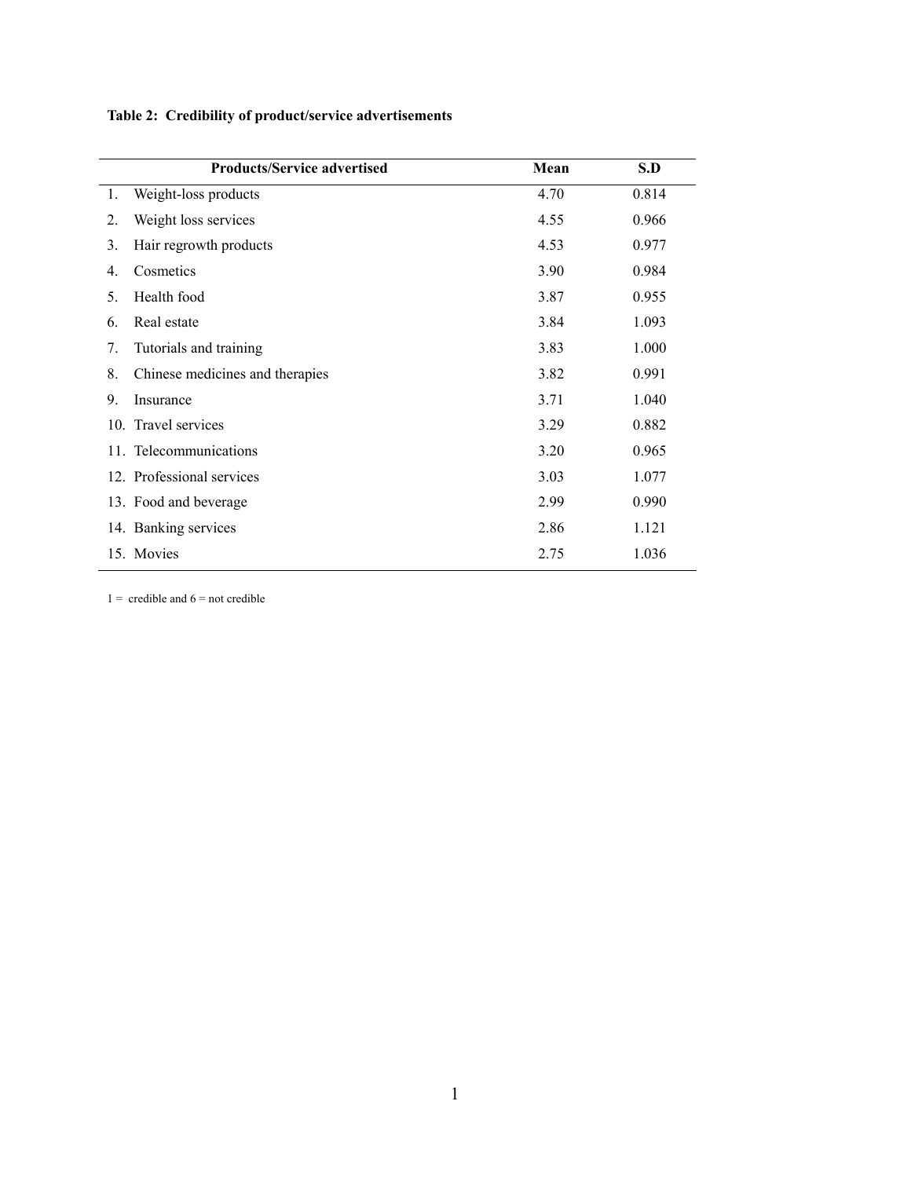**Table 2: Credibility of product/service advertisements**

| Products/Service advertised | Mean | S.D |
|---|---|---|
| 1. Weight-loss products | 4.70 | 0.814 |
| 2. Weight loss services | 4.55 | 0.966 |
| 3. Hair regrowth products | 4.53 | 0.977 |
| 4. Cosmetics | 3.90 | 0.984 |
| 5. Health food | 3.87 | 0.955 |
| 6. Real estate | 3.84 | 1.093 |
| 7. Tutorials and training | 3.83 | 1.000 |
| 8. Chinese medicines and therapies | 3.82 | 0.991 |
| 9. Insurance | 3.71 | 1.040 |
| 10. Travel services | 3.29 | 0.882 |
| 11. Telecommunications | 3.20 | 0.965 |
| 12. Professional services | 3.03 | 1.077 |
| 13. Food and beverage | 2.99 | 0.990 |
| 14. Banking services | 2.86 | 1.121 |
| 15. Movies | 2.75 | 1.036 |

1 = credible and 6 = not credible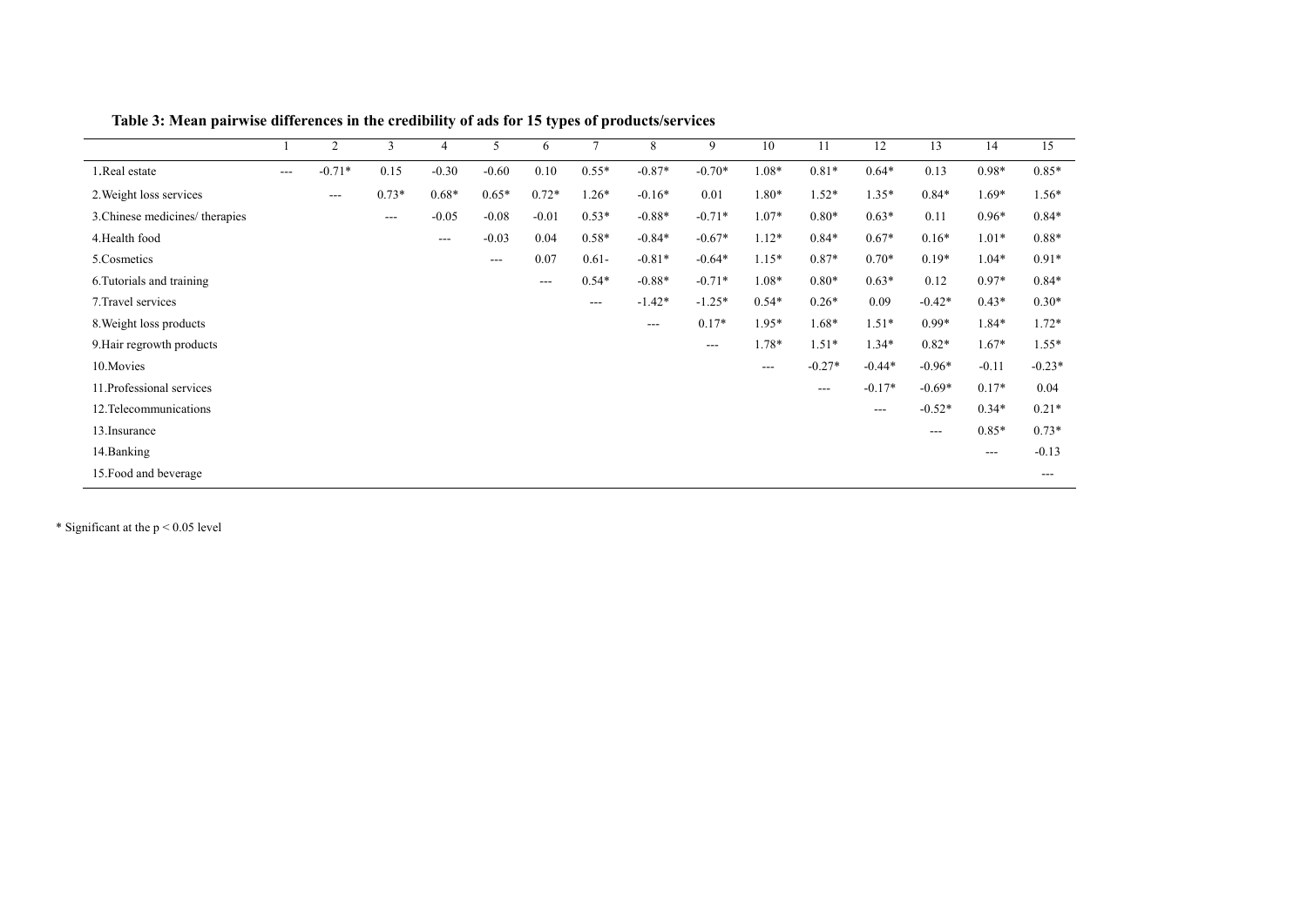**Table 3: Mean pairwise differences in the credibility of ads for 15 types of products/services**

| | 1 | 2 | 3 | 4 | 5 | 6 | 7 | 8 | 9 | 10 | 11 | 12 | 13 | 14 | 15 |
|---|---|---|---|---|---|---|---|---|---|---|---|---|---|---|---|
| 1.Real estate | --- | -0.71* | 0.15 | -0.30 | -0.60 | 0.10 | 0.55* | -0.87* | -0.70* | 1.08* | 0.81* | 0.64* | 0.13 | 0.98* | 0.85* |
| 2.Weight loss services | | --- | 0.73* | 0.68* | 0.65* | 0.72* | 1.26* | -0.16* | 0.01 | 1.80* | 1.52* | 1.35* | 0.84* | 1.69* | 1.56* |
| 3.Chinese medicines/ therapies | | | --- | -0.05 | -0.08 | -0.01 | 0.53* | -0.88* | -0.71* | 1.07* | 0.80* | 0.63* | 0.11 | 0.96* | 0.84* |
| 4.Health food | | | | --- | -0.03 | 0.04 | 0.58* | -0.84* | -0.67* | 1.12* | 0.84* | 0.67* | 0.16* | 1.01* | 0.88* |
| 5.Cosmetics | | | | | --- | 0.07 | 0.61- | -0.81* | -0.64* | 1.15* | 0.87* | 0.70* | 0.19* | 1.04* | 0.91* |
| 6.Tutorials and training | | | | | | --- | 0.54* | -0.88* | -0.71* | 1.08* | 0.80* | 0.63* | 0.12 | 0.97* | 0.84* |
| 7.Travel services | | | | | | | --- | -1.42* | -1.25* | 0.54* | 0.26* | 0.09 | -0.42* | 0.43* | 0.30* |
| 8.Weight loss products | | | | | | | | --- | 0.17* | 1.95* | 1.68* | 1.51* | 0.99* | 1.84* | 1.72* |
| 9.Hair regrowth products | | | | | | | | | --- | 1.78* | 1.51* | 1.34* | 0.82* | 1.67* | 1.55* |
| 10.Movies | | | | | | | | | | --- | -0.27* | -0.44* | -0.96* | -0.11 | -0.23* |
| 11.Professional services | | | | | | | | | | | --- | -0.17* | -0.69* | 0.17* | 0.04 |
| 12.Telecommunications | | | | | | | | | | | | --- | -0.52* | 0.34* | 0.21* |
| 13.Insurance | | | | | | | | | | | | | --- | 0.85* | 0.73* |
| 14.Banking | | | | | | | | | | | | | | --- | -0.13 |
| 15.Food and beverage | | | | | | | | | | | | | | | --- |

* Significant at the $p < 0.05$ level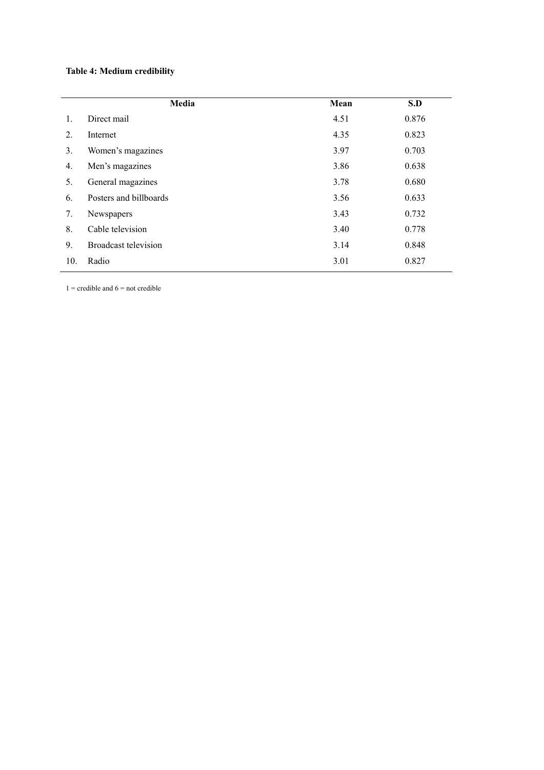**Table 4: Medium credibility**

| | Media | Mean | S.D |
|---|---|---|---|
| 1. | Direct mail | 4.51 | 0.876 |
| 2. | Internet | 4.35 | 0.823 |
| 3. | Women's magazines | 3.97 | 0.703 |
| 4. | Men's magazines | 3.86 | 0.638 |
| 5. | General magazines | 3.78 | 0.680 |
| 6. | Posters and billboards | 3.56 | 0.633 |
| 7. | Newspapers | 3.43 | 0.732 |
| 8. | Cable television | 3.40 | 0.778 |
| 9. | Broadcast television | 3.14 | 0.848 |
| 10. | Radio | 3.01 | 0.827 |

1 = credible and 6 = not credible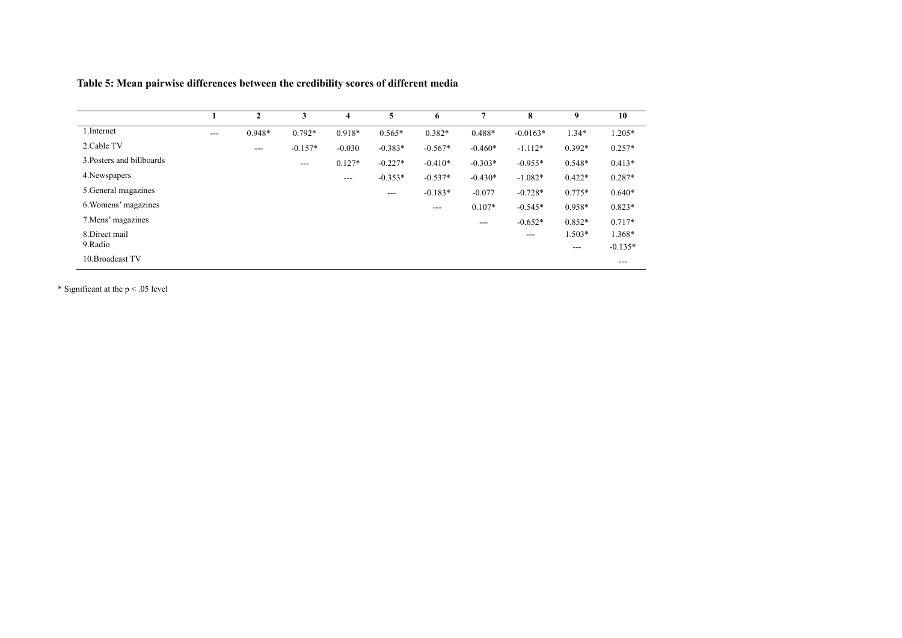**Table 5: Mean pairwise differences between the credibility scores of different media**

| | 1 | 2 | 3 | 4 | 5 | 6 | 7 | 8 | 9 | 10 |
|---|---|---|---|---|---|---|---|---|---|---|
| 1.Internet | --- | 0.948* | 0.792* | 0.918* | 0.565* | 0.382* | 0.488* | -0.0163* | 1.34* | 1.205* |
| 2.Cable TV | | --- | -0.157* | -0.030 | -0.383* | -0.567* | -0.460* | -1.112* | 0.392* | 0.257* |
| 3.Posters and billboards | | | --- | 0.127* | -0.227* | -0.410* | -0.303* | -0.955* | 0.548* | 0.413* |
| 4.Newspapers | | | | --- | -0.353* | -0.537* | -0.430* | -1.082* | 0.422* | 0.287* |
| 5.General magazines | | | | | --- | -0.183* | -0.077 | -0.728* | 0.775* | 0.640* |
| 6.Womens' magazines | | | | | | --- | 0.107* | -0.545* | 0.958* | 0.823* |
| 7.Mens' magazines | | | | | | | --- | -0.652* | 0.852* | 0.717* |
| 8.Direct mail | | | | | | | | --- | 1.503* | 1.368* |
| 9.Radio | | | | | | | | | --- | -0.135* |
| 10.Broadcast TV | | | | | | | | | | --- |

* Significant at the $p < .05$ level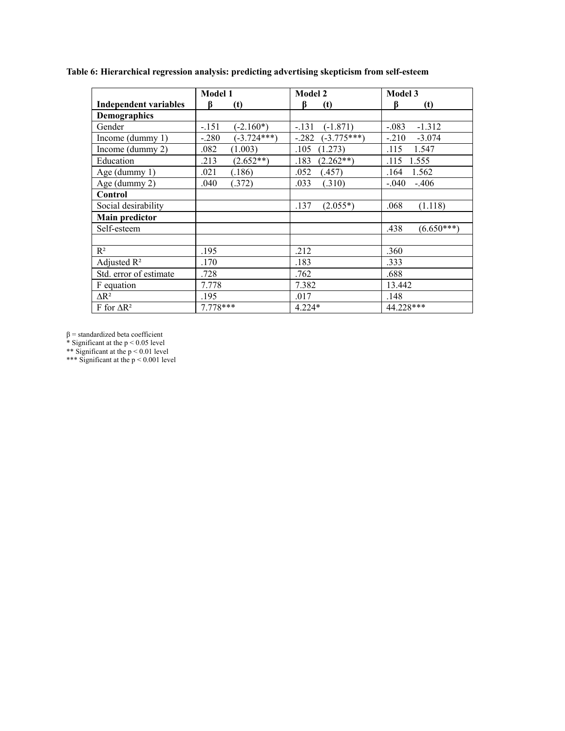**Table 6: Hierarchical regression analysis: predicting advertising skepticism from self-esteem**

| Independent variables | Model 1 β (t) | Model 2 β (t) | Model 3 β (t) |
|---|---|---|---|
| **Demographics** | | | |
| Gender | -.151 (-2.160*) | -.131 (-1.871) | -.083 -1.312 |
| Income (dummy 1) | -.280 (-3.724***) | -.282 (-3.775***) | -.210 -3.074 |
| Income (dummy 2) | .082 (1.003) | .105 (1.273) | .115 1.547 |
| Education | .213 (2.652**) | .183 (2.262**) | .115 1.555 |
| Age (dummy 1) | .021 (.186) | .052 (.457) | .164 1.562 |
| Age (dummy 2) | .040 (.372) | .033 (.310) | -.040 -.406 |
| **Control** | | | |
| Social desirability | | .137 (2.055*) | .068 (1.118) |
| **Main predictor** | | | |
| Self-esteem | | | .438 (6.650***) |
| | | | |
| $R^2$ | .195 | .212 | .360 |
| Adjusted $R^2$ | .170 | .183 | .333 |
| Std. error of estimate | .728 | .762 | .688 |
| F equation | 7.778 | 7.382 | 13.442 |
| $\Delta R^2$ | .195 | .017 | .148 |
| F for $\Delta R^2$ | 7.778*** | 4.224* | 44.228*** |

β = standardized beta coefficient
\* Significant at the $p < 0.05$ level
\** Significant at the $p < 0.01$ level
\*** Significant at the $p < 0.001$ level